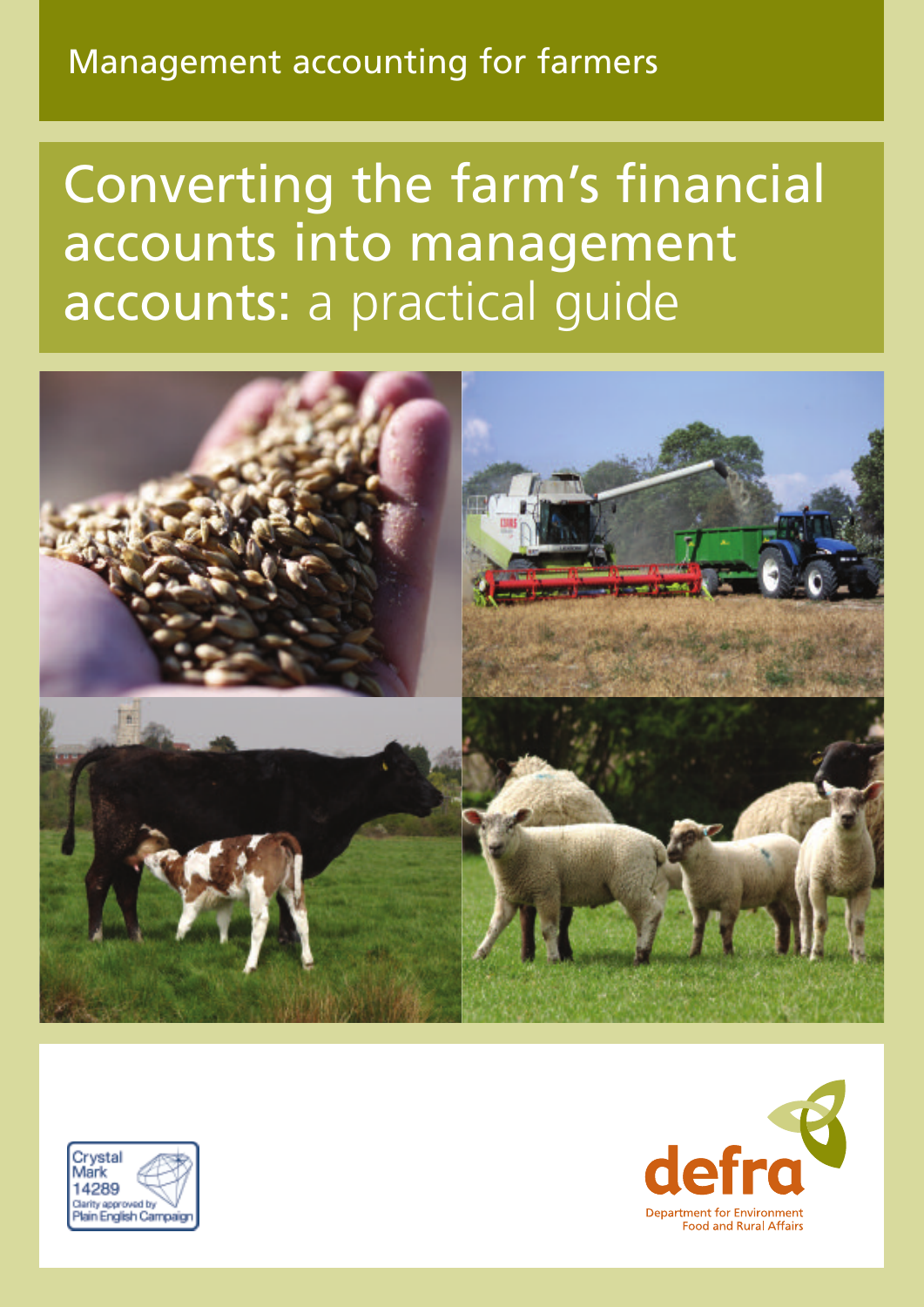Management accounting for farmers

# Converting the farm's financial accounts into management accounts: a practical guide

Crystal Mark 14289
Clarity approved by Plain English Campaign

defra
Department for Environment Food and Rural Affairs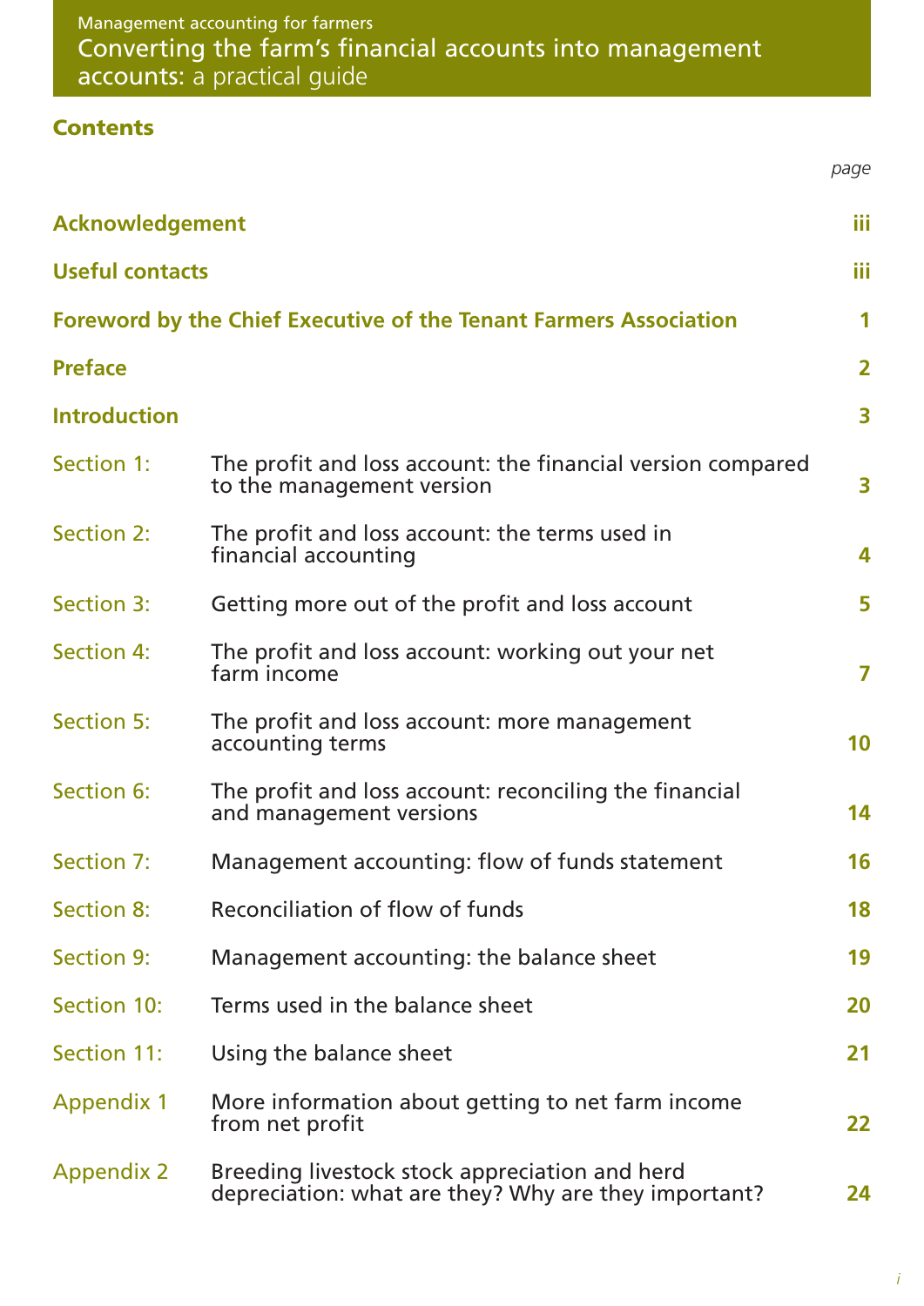Management accounting for farmers

# Converting the farm's financial accounts into management accounts: a practical guide

## Contents

| | | page |
|---|---|---|
| **Acknowledgement** | | **iii** |
| **Useful contacts** | | **iii** |
| **Foreword by the Chief Executive of the Tenant Farmers Association** | | **1** |
| **Preface** | | **2** |
| **Introduction** | | **3** |
| Section 1: | The profit and loss account: the financial version compared to the management version | **3** |
| Section 2: | The profit and loss account: the terms used in financial accounting | **4** |
| Section 3: | Getting more out of the profit and loss account | **5** |
| Section 4: | The profit and loss account: working out your net farm income | **7** |
| Section 5: | The profit and loss account: more management accounting terms | **10** |
| Section 6: | The profit and loss account: reconciling the financial and management versions | **14** |
| Section 7: | Management accounting: flow of funds statement | **16** |
| Section 8: | Reconciliation of flow of funds | **18** |
| Section 9: | Management accounting: the balance sheet | **19** |
| Section 10: | Terms used in the balance sheet | **20** |
| Section 11: | Using the balance sheet | **21** |
| Appendix 1 | More information about getting to net farm income from net profit | **22** |
| Appendix 2 | Breeding livestock stock appreciation and herd depreciation: what are they? Why are they important? | **24** |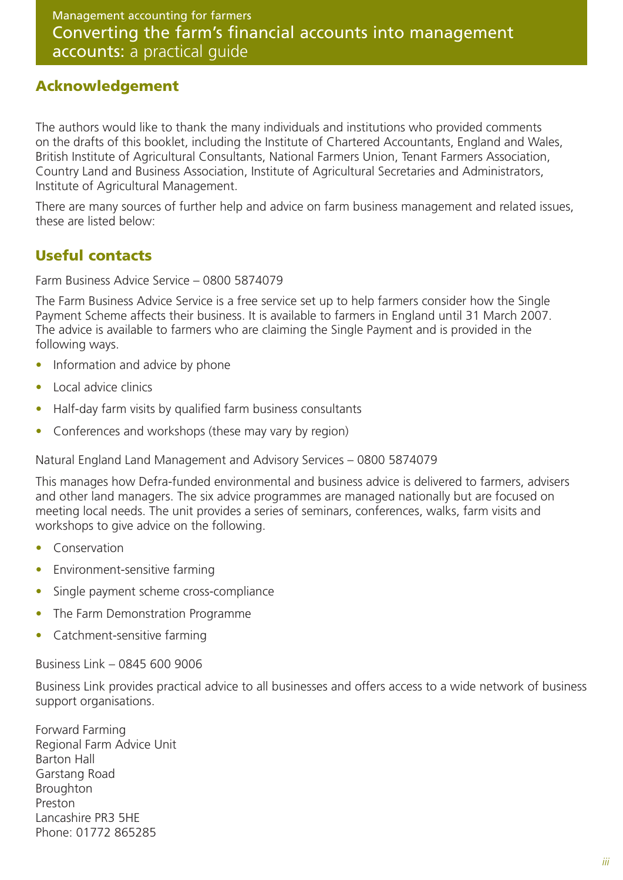## Acknowledgement

The authors would like to thank the many individuals and institutions who provided comments on the drafts of this booklet, including the Institute of Chartered Accountants, England and Wales, British Institute of Agricultural Consultants, National Farmers Union, Tenant Farmers Association, Country Land and Business Association, Institute of Agricultural Secretaries and Administrators, Institute of Agricultural Management.

There are many sources of further help and advice on farm business management and related issues, these are listed below:

## Useful contacts

Farm Business Advice Service – 0800 5874079

The Farm Business Advice Service is a free service set up to help farmers consider how the Single Payment Scheme affects their business. It is available to farmers in England until 31 March 2007. The advice is available to farmers who are claiming the Single Payment and is provided in the following ways.

- Information and advice by phone
- Local advice clinics
- Half-day farm visits by qualified farm business consultants
- Conferences and workshops (these may vary by region)

Natural England Land Management and Advisory Services – 0800 5874079

This manages how Defra-funded environmental and business advice is delivered to farmers, advisers and other land managers. The six advice programmes are managed nationally but are focused on meeting local needs. The unit provides a series of seminars, conferences, walks, farm visits and workshops to give advice on the following.

- Conservation
- Environment-sensitive farming
- Single payment scheme cross-compliance
- The Farm Demonstration Programme
- Catchment-sensitive farming

Business Link – 0845 600 9006

Business Link provides practical advice to all businesses and offers access to a wide network of business support organisations.

Forward Farming
Regional Farm Advice Unit
Barton Hall
Garstang Road
Broughton
Preston
Lancashire PR3 5HE
Phone: 01772 865285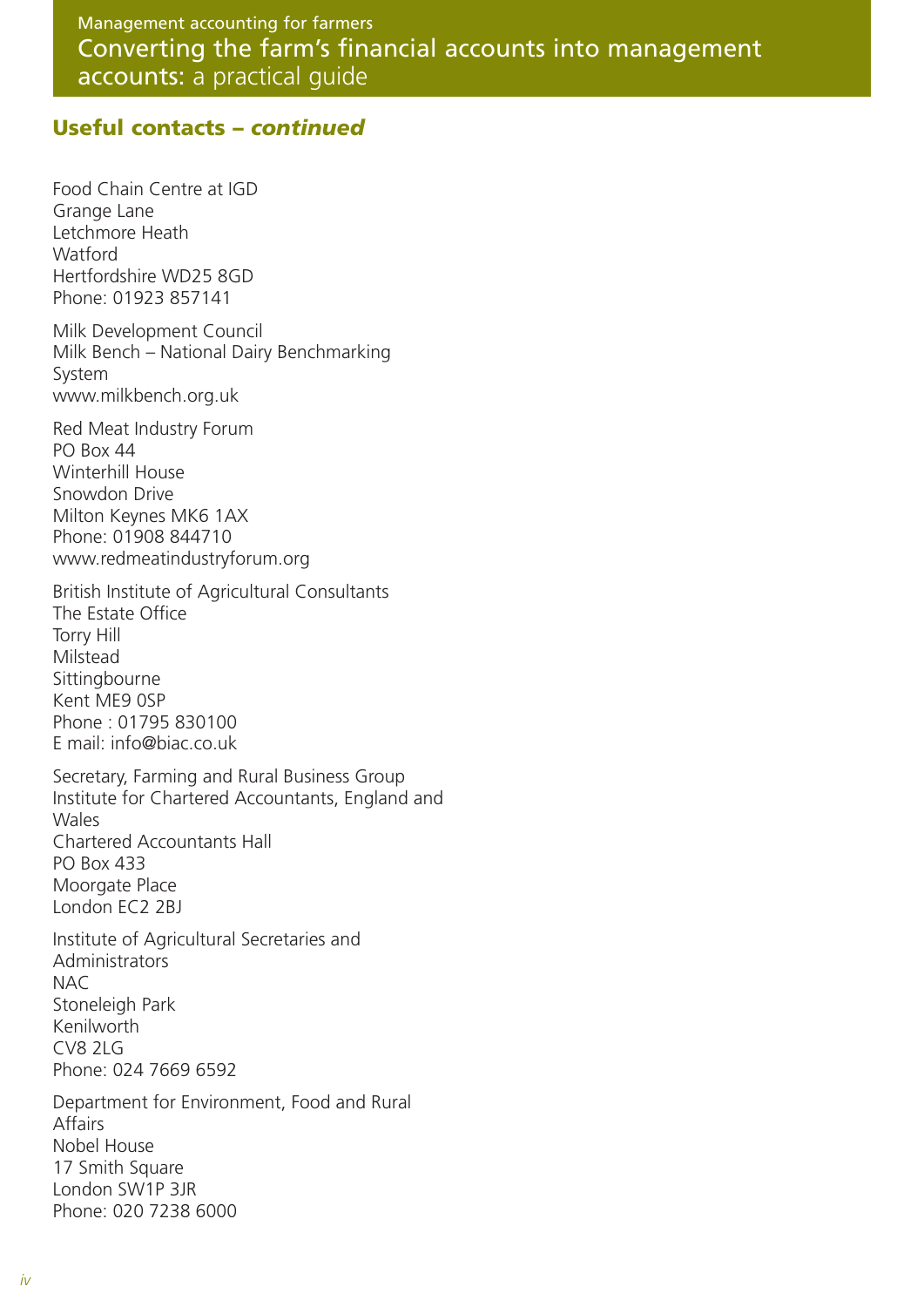## Useful contacts – *continued*

Food Chain Centre at IGD
Grange Lane
Letchmore Heath
Watford
Hertfordshire WD25 8GD
Phone: 01923 857141

Milk Development Council
Milk Bench – National Dairy Benchmarking System
www.milkbench.org.uk

Red Meat Industry Forum
PO Box 44
Winterhill House
Snowdon Drive
Milton Keynes MK6 1AX
Phone: 01908 844710
www.redmeatindustryforum.org

British Institute of Agricultural Consultants
The Estate Office
Torry Hill
Milstead
Sittingbourne
Kent ME9 0SP
Phone : 01795 830100
E mail: info@biac.co.uk

Secretary, Farming and Rural Business Group
Institute for Chartered Accountants, England and Wales
Chartered Accountants Hall
PO Box 433
Moorgate Place
London EC2 2BJ

Institute of Agricultural Secretaries and Administrators
NAC
Stoneleigh Park
Kenilworth
CV8 2LG
Phone: 024 7669 6592

Department for Environment, Food and Rural Affairs
Nobel House
17 Smith Square
London SW1P 3JR
Phone: 020 7238 6000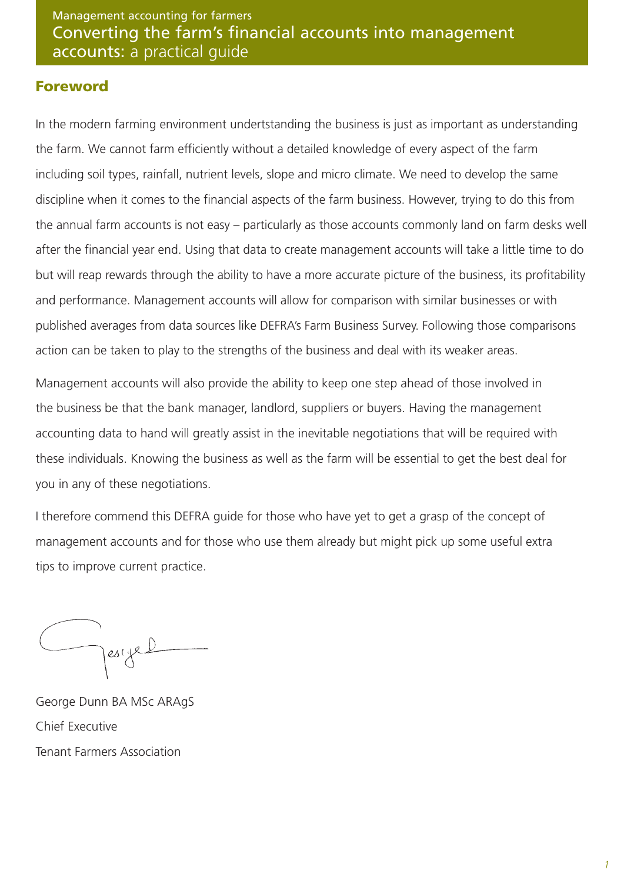# Foreword

In the modern farming environment undertstanding the business is just as important as understanding the farm. We cannot farm efficiently without a detailed knowledge of every aspect of the farm including soil types, rainfall, nutrient levels, slope and micro climate. We need to develop the same discipline when it comes to the financial aspects of the farm business. However, trying to do this from the annual farm accounts is not easy – particularly as those accounts commonly land on farm desks well after the financial year end. Using that data to create management accounts will take a little time to do but will reap rewards through the ability to have a more accurate picture of the business, its profitability and performance. Management accounts will allow for comparison with similar businesses or with published averages from data sources like DEFRA's Farm Business Survey. Following those comparisons action can be taken to play to the strengths of the business and deal with its weaker areas.

Management accounts will also provide the ability to keep one step ahead of those involved in the business be that the bank manager, landlord, suppliers or buyers. Having the management accounting data to hand will greatly assist in the inevitable negotiations that will be required with these individuals. Knowing the business as well as the farm will be essential to get the best deal for you in any of these negotiations.

I therefore commend this DEFRA guide for those who have yet to get a grasp of the concept of management accounts and for those who use them already but might pick up some useful extra tips to improve current practice.

George Dunn BA MSc ARAgS
Chief Executive
Tenant Farmers Association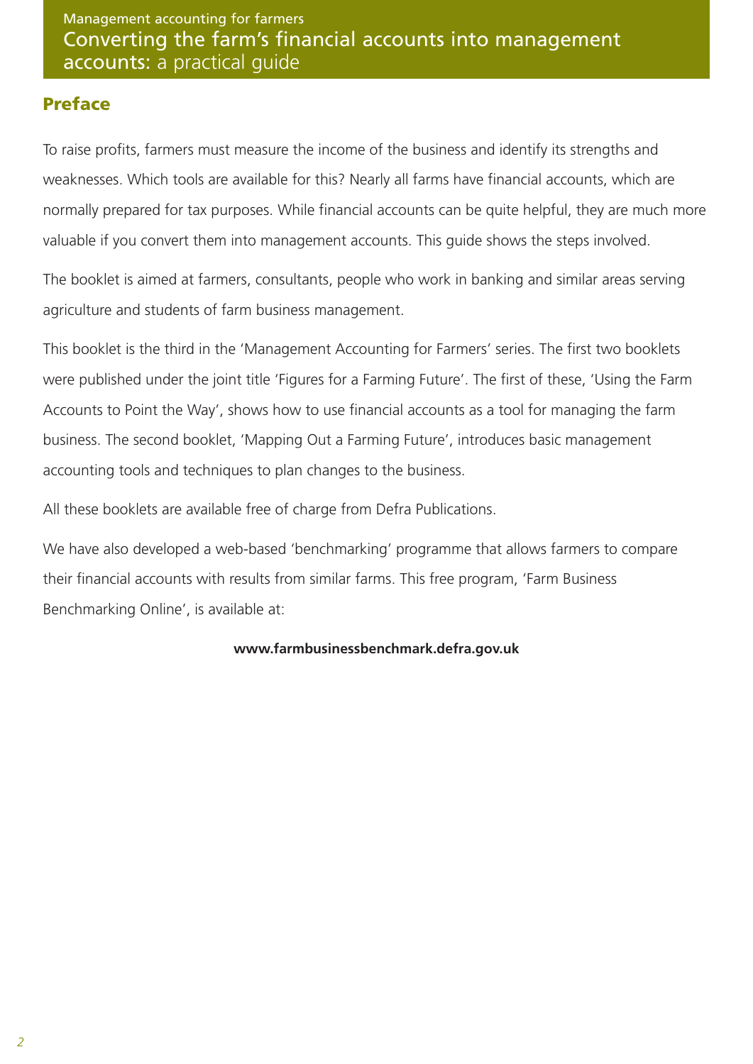## Preface

To raise profits, farmers must measure the income of the business and identify its strengths and weaknesses. Which tools are available for this? Nearly all farms have financial accounts, which are normally prepared for tax purposes. While financial accounts can be quite helpful, they are much more valuable if you convert them into management accounts. This guide shows the steps involved.

The booklet is aimed at farmers, consultants, people who work in banking and similar areas serving agriculture and students of farm business management.

This booklet is the third in the 'Management Accounting for Farmers' series. The first two booklets were published under the joint title 'Figures for a Farming Future'. The first of these, 'Using the Farm Accounts to Point the Way', shows how to use financial accounts as a tool for managing the farm business. The second booklet, 'Mapping Out a Farming Future', introduces basic management accounting tools and techniques to plan changes to the business.

All these booklets are available free of charge from Defra Publications.

We have also developed a web-based 'benchmarking' programme that allows farmers to compare their financial accounts with results from similar farms. This free program, 'Farm Business Benchmarking Online', is available at:

**www.farmbusinessbenchmark.defra.gov.uk**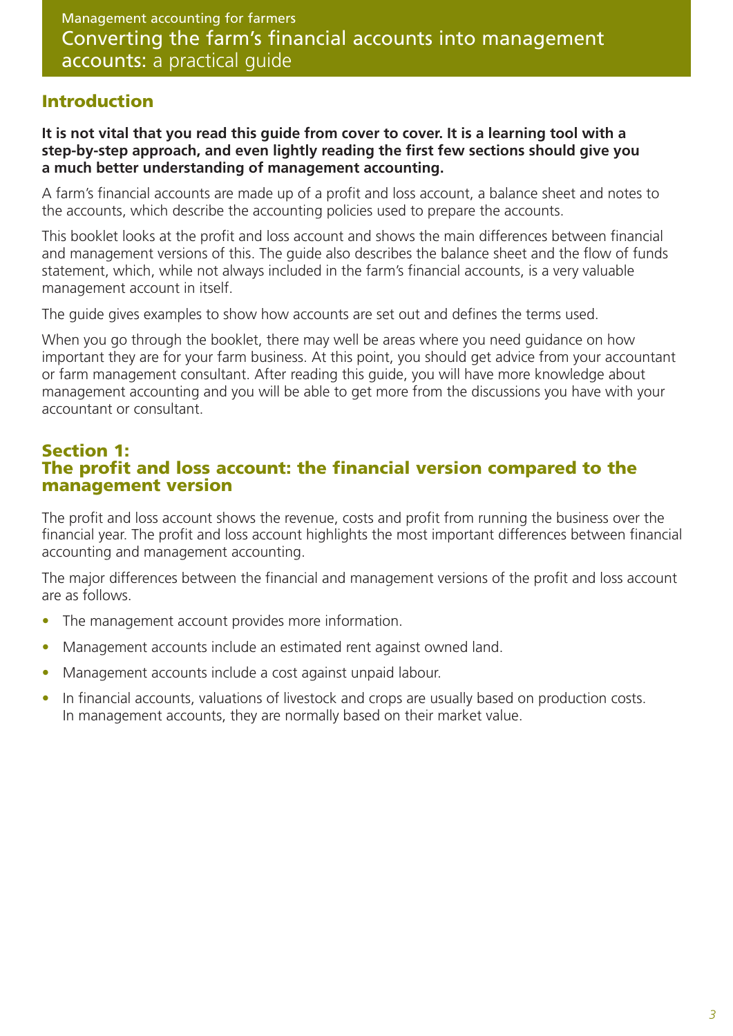Management accounting for farmers

# Converting the farm's financial accounts into management accounts: a practical guide

## Introduction

**It is not vital that you read this guide from cover to cover. It is a learning tool with a step-by-step approach, and even lightly reading the first few sections should give you a much better understanding of management accounting.**

A farm's financial accounts are made up of a profit and loss account, a balance sheet and notes to the accounts, which describe the accounting policies used to prepare the accounts.

This booklet looks at the profit and loss account and shows the main differences between financial and management versions of this. The guide also describes the balance sheet and the flow of funds statement, which, while not always included in the farm's financial accounts, is a very valuable management account in itself.

The guide gives examples to show how accounts are set out and defines the terms used.

When you go through the booklet, there may well be areas where you need guidance on how important they are for your farm business. At this point, you should get advice from your accountant or farm management consultant. After reading this guide, you will have more knowledge about management accounting and you will be able to get more from the discussions you have with your accountant or consultant.

## Section 1: The profit and loss account: the financial version compared to the management version

The profit and loss account shows the revenue, costs and profit from running the business over the financial year. The profit and loss account highlights the most important differences between financial accounting and management accounting.

The major differences between the financial and management versions of the profit and loss account are as follows.

- The management account provides more information.
- Management accounts include an estimated rent against owned land.
- Management accounts include a cost against unpaid labour.
- In financial accounts, valuations of livestock and crops are usually based on production costs. In management accounts, they are normally based on their market value.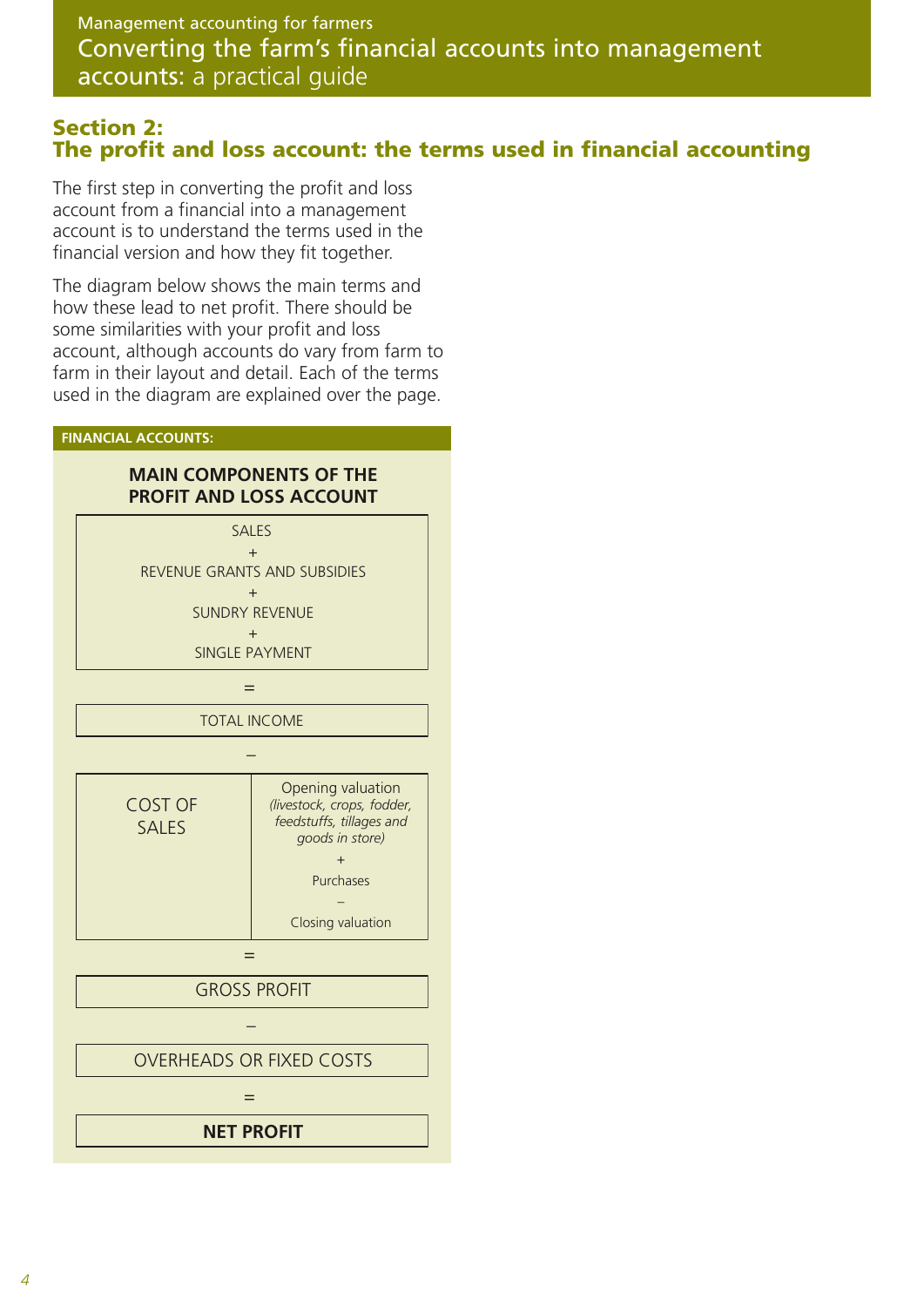## Section 2:
## The profit and loss account: the terms used in financial accounting

The first step in converting the profit and loss account from a financial into a management account is to understand the terms used in the financial version and how they fit together.

The diagram below shows the main terms and how these lead to net profit. There should be some similarities with your profit and loss account, although accounts do vary from farm to farm in their layout and detail. Each of the terms used in the diagram are explained over the page.

**FINANCIAL ACCOUNTS:**

**MAIN COMPONENTS OF THE PROFIT AND LOSS ACCOUNT**

SALES
\+
REVENUE GRANTS AND SUBSIDIES
\+
SUNDRY REVENUE
\+
SINGLE PAYMENT

=

TOTAL INCOME

–

| COST OF SALES | Opening valuation *(livestock, crops, fodder, feedstuffs, tillages and goods in store)* + Purchases – Closing valuation |
|---|---|

=

GROSS PROFIT

–

OVERHEADS OR FIXED COSTS

=

**NET PROFIT**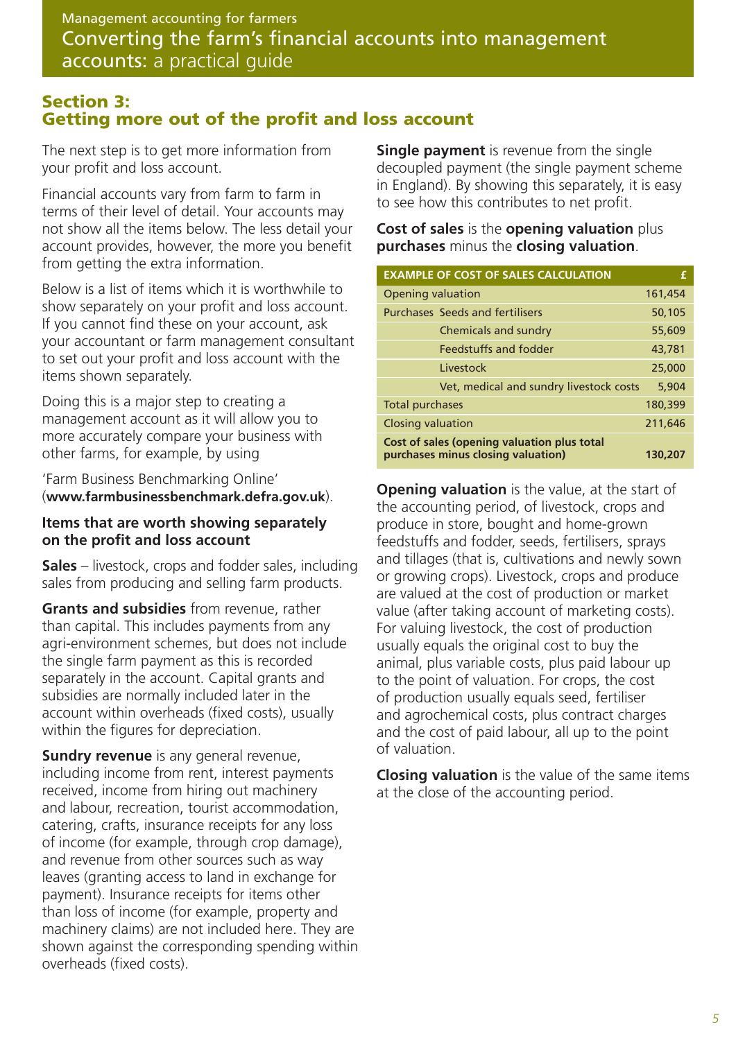## Section 3: Getting more out of the profit and loss account

The next step is to get more information from your profit and loss account.

Financial accounts vary from farm to farm in terms of their level of detail. Your accounts may not show all the items below. The less detail your account provides, however, the more you benefit from getting the extra information.

Below is a list of items which it is worthwhile to show separately on your profit and loss account. If you cannot find these on your account, ask your accountant or farm management consultant to set out your profit and loss account with the items shown separately.

Doing this is a major step to creating a management account as it will allow you to more accurately compare your business with other farms, for example, by using

'Farm Business Benchmarking Online' (**www.farmbusinessbenchmark.defra.gov.uk**).

### Items that are worth showing separately on the profit and loss account

**Sales** – livestock, crops and fodder sales, including sales from producing and selling farm products.

**Grants and subsidies** from revenue, rather than capital. This includes payments from any agri-environment schemes, but does not include the single farm payment as this is recorded separately in the account. Capital grants and subsidies are normally included later in the account within overheads (fixed costs), usually within the figures for depreciation.

**Sundry revenue** is any general revenue, including income from rent, interest payments received, income from hiring out machinery and labour, recreation, tourist accommodation, catering, crafts, insurance receipts for any loss of income (for example, through crop damage), and revenue from other sources such as way leaves (granting access to land in exchange for payment). Insurance receipts for items other than loss of income (for example, property and machinery claims) are not included here. They are shown against the corresponding spending within overheads (fixed costs).

**Single payment** is revenue from the single decoupled payment (the single payment scheme in England). By showing this separately, it is easy to see how this contributes to net profit.

**Cost of sales** is the **opening valuation** plus **purchases** minus the **closing valuation**.

| EXAMPLE OF COST OF SALES CALCULATION | | £ |
|---|---|---|
| Opening valuation | | 161,454 |
| Purchases | Seeds and fertilisers | 50,105 |
| | Chemicals and sundry | 55,609 |
| | Feedstuffs and fodder | 43,781 |
| | Livestock | 25,000 |
| | Vet, medical and sundry livestock costs | 5,904 |
| Total purchases | | 180,399 |
| Closing valuation | | 211,646 |
| **Cost of sales (opening valuation plus total purchases minus closing valuation)** | | **130,207** |

**Opening valuation** is the value, at the start of the accounting period, of livestock, crops and produce in store, bought and home-grown feedstuffs and fodder, seeds, fertilisers, sprays and tillages (that is, cultivations and newly sown or growing crops). Livestock, crops and produce are valued at the cost of production or market value (after taking account of marketing costs). For valuing livestock, the cost of production usually equals the original cost to buy the animal, plus variable costs, plus paid labour up to the point of valuation. For crops, the cost of production usually equals seed, fertiliser and agrochemical costs, plus contract charges and the cost of paid labour, all up to the point of valuation.

**Closing valuation** is the value of the same items at the close of the accounting period.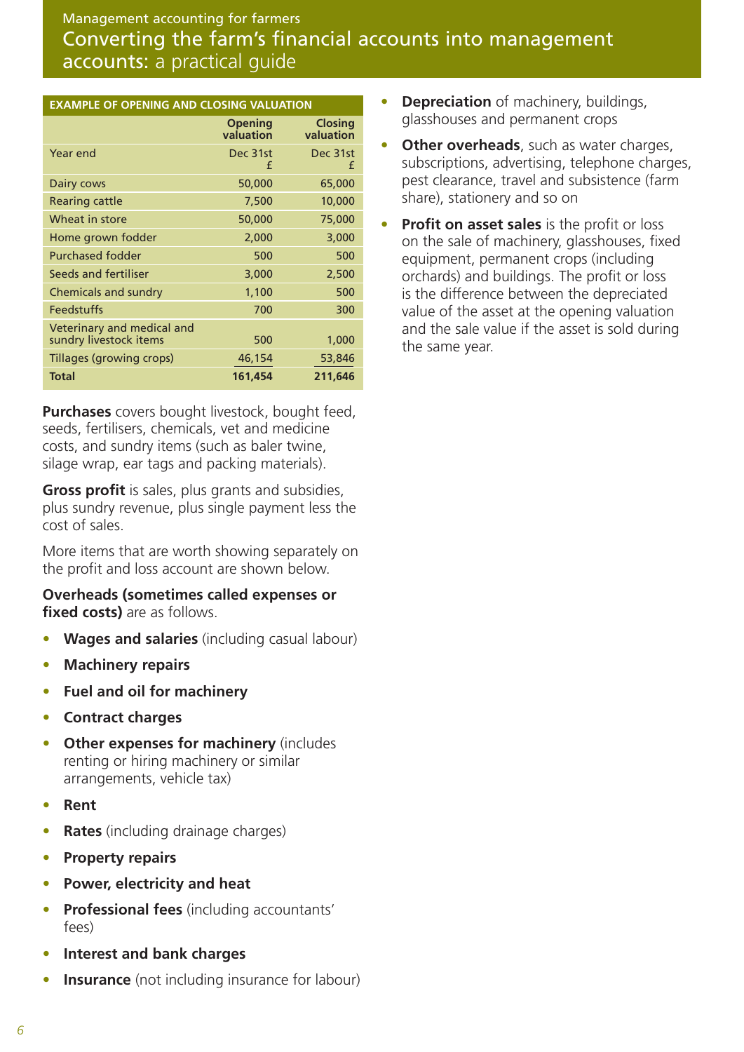| EXAMPLE OF OPENING AND CLOSING VALUATION | | |
|---|---|---|
| | Opening valuation | Closing valuation |
| Year end | Dec 31st £ | Dec 31st £ |
| Dairy cows | 50,000 | 65,000 |
| Rearing cattle | 7,500 | 10,000 |
| Wheat in store | 50,000 | 75,000 |
| Home grown fodder | 2,000 | 3,000 |
| Purchased fodder | 500 | 500 |
| Seeds and fertiliser | 3,000 | 2,500 |
| Chemicals and sundry | 1,100 | 500 |
| Feedstuffs | 700 | 300 |
| Veterinary and medical and sundry livestock items | 500 | 1,000 |
| Tillages (growing crops) | 46,154 | 53,846 |
| **Total** | **161,454** | **211,646** |

**Purchases** covers bought livestock, bought feed, seeds, fertilisers, chemicals, vet and medicine costs, and sundry items (such as baler twine, silage wrap, ear tags and packing materials).

**Gross profit** is sales, plus grants and subsidies, plus sundry revenue, plus single payment less the cost of sales.

More items that are worth showing separately on the profit and loss account are shown below.

**Overheads (sometimes called expenses or fixed costs)** are as follows.

- **Wages and salaries** (including casual labour)
- **Machinery repairs**
- **Fuel and oil for machinery**
- **Contract charges**
- **Other expenses for machinery** (includes renting or hiring machinery or similar arrangements, vehicle tax)
- **Rent**
- **Rates** (including drainage charges)
- **Property repairs**
- **Power, electricity and heat**
- **Professional fees** (including accountants' fees)
- **Interest and bank charges**
- **Insurance** (not including insurance for labour)
- **Depreciation** of machinery, buildings, glasshouses and permanent crops
- **Other overheads**, such as water charges, subscriptions, advertising, telephone charges, pest clearance, travel and subsistence (farm share), stationery and so on
- **Profit on asset sales** is the profit or loss on the sale of machinery, glasshouses, fixed equipment, permanent crops (including orchards) and buildings. The profit or loss is the difference between the depreciated value of the asset at the opening valuation and the sale value if the asset is sold during the same year.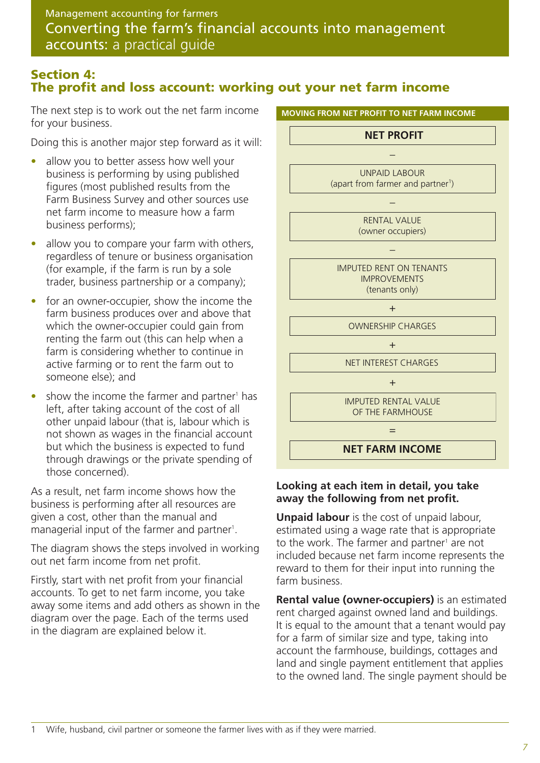## Section 4:
## The profit and loss account: working out your net farm income

The next step is to work out the net farm income for your business.

Doing this is another major step forward as it will:

- allow you to better assess how well your business is performing by using published figures (most published results from the Farm Business Survey and other sources use net farm income to measure how a farm business performs);
- allow you to compare your farm with others, regardless of tenure or business organisation (for example, if the farm is run by a sole trader, business partnership or a company);
- for an owner-occupier, show the income the farm business produces over and above that which the owner-occupier could gain from renting the farm out (this can help when a farm is considering whether to continue in active farming or to rent the farm out to someone else); and
- show the income the farmer and partner[1] has left, after taking account of the cost of all other unpaid labour (that is, labour which is not shown as wages in the financial account but which the business is expected to fund through drawings or the private spending of those concerned).

As a result, net farm income shows how the business is performing after all resources are given a cost, other than the manual and managerial input of the farmer and partner[1].

The diagram shows the steps involved in working out net farm income from net profit.

Firstly, start with net profit from your financial accounts. To get to net farm income, you take away some items and add others as shown in the diagram over the page. Each of the terms used in the diagram are explained below it.

**MOVING FROM NET PROFIT TO NET FARM INCOME**

**NET PROFIT**

–

UNPAID LABOUR
(apart from farmer and partner[1])

–

RENTAL VALUE
(owner occupiers)

–

IMPUTED RENT ON TENANTS IMPROVEMENTS
(tenants only)

+

OWNERSHIP CHARGES

+

NET INTEREST CHARGES

+

IMPUTED RENTAL VALUE OF THE FARMHOUSE

=

**NET FARM INCOME**

### Looking at each item in detail, you take away the following from net profit.

**Unpaid labour** is the cost of unpaid labour, estimated using a wage rate that is appropriate to the work. The farmer and partner[1] are not included because net farm income represents the reward to them for their input into running the farm business.

**Rental value (owner-occupiers)** is an estimated rent charged against owned land and buildings. It is equal to the amount that a tenant would pay for a farm of similar size and type, taking into account the farmhouse, buildings, cottages and land and single payment entitlement that applies to the owned land. The single payment should be

1 Wife, husband, civil partner or someone the farmer lives with as if they were married.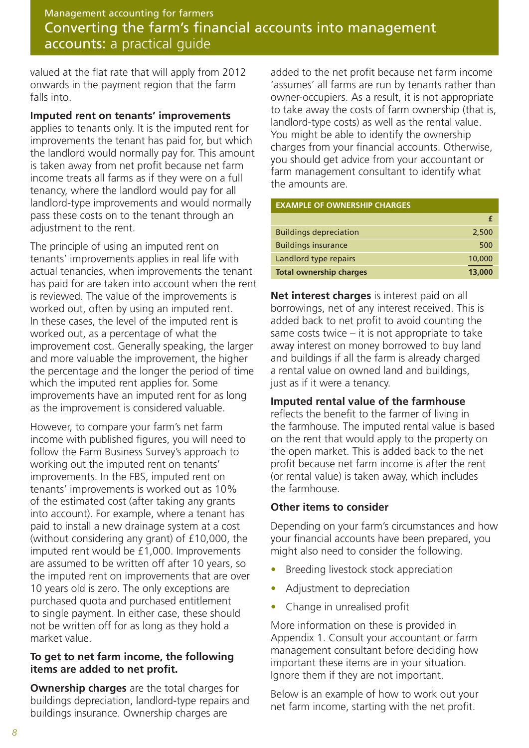valued at the flat rate that will apply from 2012 onwards in the payment region that the farm falls into.

**Imputed rent on tenants' improvements** applies to tenants only. It is the imputed rent for improvements the tenant has paid for, but which the landlord would normally pay for. This amount is taken away from net profit because net farm income treats all farms as if they were on a full tenancy, where the landlord would pay for all landlord-type improvements and would normally pass these costs on to the tenant through an adjustment to the rent.

The principle of using an imputed rent on tenants' improvements applies in real life with actual tenancies, when improvements the tenant has paid for are taken into account when the rent is reviewed. The value of the improvements is worked out, often by using an imputed rent. In these cases, the level of the imputed rent is worked out, as a percentage of what the improvement cost. Generally speaking, the larger and more valuable the improvement, the higher the percentage and the longer the period of time which the imputed rent applies for. Some improvements have an imputed rent for as long as the improvement is considered valuable.

However, to compare your farm's net farm income with published figures, you will need to follow the Farm Business Survey's approach to working out the imputed rent on tenants' improvements. In the FBS, imputed rent on tenants' improvements is worked out as 10% of the estimated cost (after taking any grants into account). For example, where a tenant has paid to install a new drainage system at a cost (without considering any grant) of £10,000, the imputed rent would be £1,000. Improvements are assumed to be written off after 10 years, so the imputed rent on improvements that are over 10 years old is zero. The only exceptions are purchased quota and purchased entitlement to single payment. In either case, these should not be written off for as long as they hold a market value.

**To get to net farm income, the following items are added to net profit.**

**Ownership charges** are the total charges for buildings depreciation, landlord-type repairs and buildings insurance. Ownership charges are added to the net profit because net farm income 'assumes' all farms are run by tenants rather than owner-occupiers. As a result, it is not appropriate to take away the costs of farm ownership (that is, landlord-type costs) as well as the rental value. You might be able to identify the ownership charges from your financial accounts. Otherwise, you should get advice from your accountant or farm management consultant to identify what the amounts are.

| EXAMPLE OF OWNERSHIP CHARGES | |
|---|---|
| | £ |
| Buildings depreciation | 2,500 |
| Buildings insurance | 500 |
| Landlord type repairs | 10,000 |
| **Total ownership charges** | **13,000** |

**Net interest charges** is interest paid on all borrowings, net of any interest received. This is added back to net profit to avoid counting the same costs twice – it is not appropriate to take away interest on money borrowed to buy land and buildings if all the farm is already charged a rental value on owned land and buildings, just as if it were a tenancy.

**Imputed rental value of the farmhouse** reflects the benefit to the farmer of living in the farmhouse. The imputed rental value is based on the rent that would apply to the property on the open market. This is added back to the net profit because net farm income is after the rent (or rental value) is taken away, which includes the farmhouse.

**Other items to consider**

Depending on your farm's circumstances and how your financial accounts have been prepared, you might also need to consider the following.

- Breeding livestock stock appreciation
- Adjustment to depreciation
- Change in unrealised profit

More information on these is provided in Appendix 1. Consult your accountant or farm management consultant before deciding how important these items are in your situation. Ignore them if they are not important.

Below is an example of how to work out your net farm income, starting with the net profit.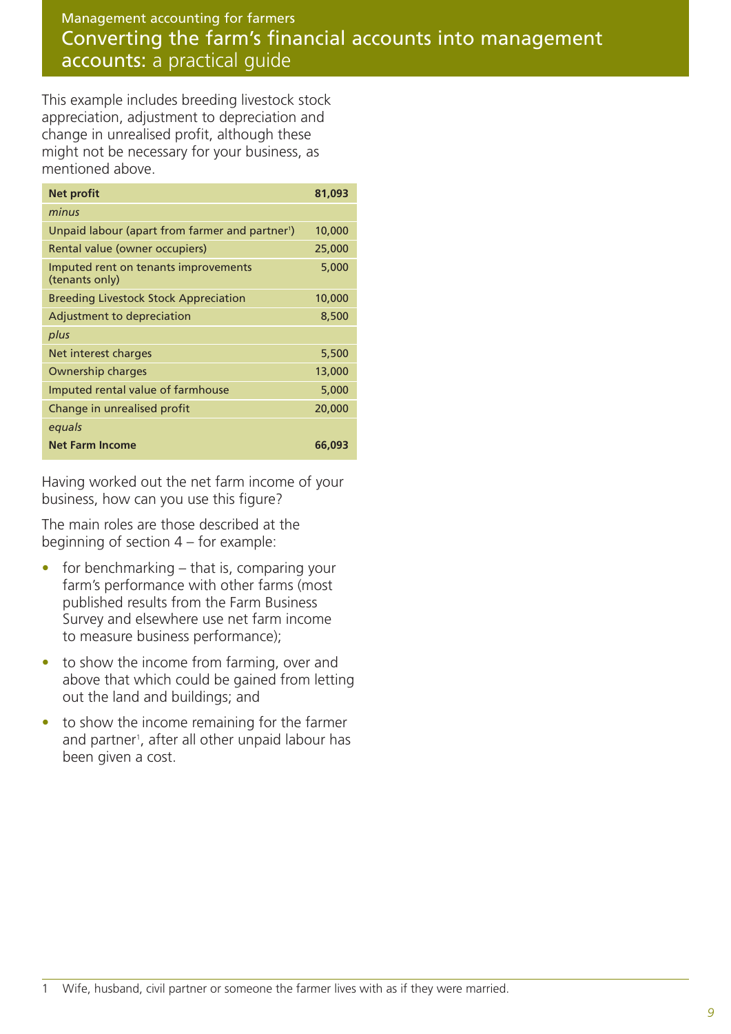This example includes breeding livestock stock appreciation, adjustment to depreciation and change in unrealised profit, although these might not be necessary for your business, as mentioned above.

| **Net profit** | **81,093** |
| --- | --- |
| *minus* | |
| Unpaid labour (apart from farmer and partner[1]) | 10,000 |
| Rental value (owner occupiers) | 25,000 |
| Imputed rent on tenants improvements (tenants only) | 5,000 |
| Breeding Livestock Stock Appreciation | 10,000 |
| Adjustment to depreciation | 8,500 |
| *plus* | |
| Net interest charges | 5,500 |
| Ownership charges | 13,000 |
| Imputed rental value of farmhouse | 5,000 |
| Change in unrealised profit | 20,000 |
| *equals* | |
| **Net Farm Income** | **66,093** |

Having worked out the net farm income of your business, how can you use this figure?

The main roles are those described at the beginning of section 4 – for example:

- for benchmarking – that is, comparing your farm's performance with other farms (most published results from the Farm Business Survey and elsewhere use net farm income to measure business performance);
- to show the income from farming, over and above that which could be gained from letting out the land and buildings; and
- to show the income remaining for the farmer and partner[1], after all other unpaid labour has been given a cost.

1 Wife, husband, civil partner or someone the farmer lives with as if they were married.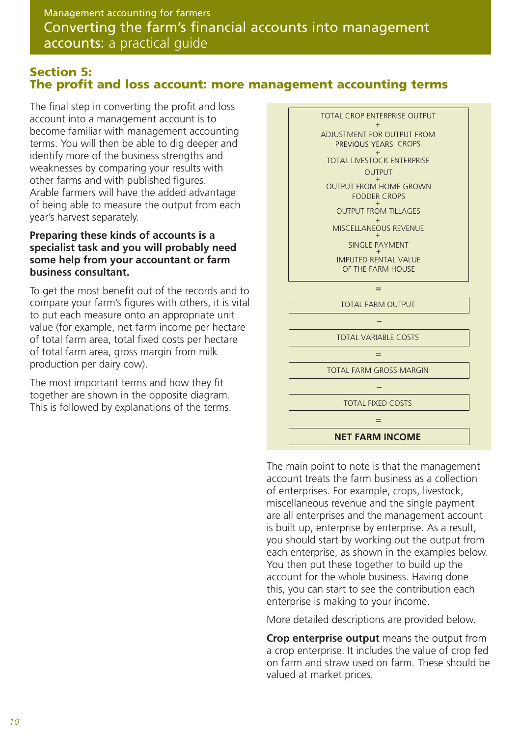## Section 5: The profit and loss account: more management accounting terms

The final step in converting the profit and loss account into a management account is to become familiar with management accounting terms. You will then be able to dig deeper and identify more of the business strengths and weaknesses by comparing your results with other farms and with published figures. Arable farmers will have the added advantage of being able to measure the output from each year's harvest separately.

**Preparing these kinds of accounts is a specialist task and you will probably need some help from your accountant or farm business consultant.**

To get the most benefit out of the records and to compare your farm's figures with others, it is vital to put each measure onto an appropriate unit value (for example, net farm income per hectare of total farm area, total fixed costs per hectare of total farm area, gross margin from milk production per dairy cow).

The most important terms and how they fit together are shown in the opposite diagram. This is followed by explanations of the terms.

TOTAL CROP ENTERPRISE OUTPUT
+
ADJUSTMENT FOR OUTPUT FROM PREVIOUS YEARS CROPS
+
TOTAL LIVESTOCK ENTERPRISE OUTPUT
+
OUTPUT FROM HOME GROWN FODDER CROPS
+
OUTPUT FROM TILLAGES
+
MISCELLANEOUS REVENUE
+
SINGLE PAYMENT
+
IMPUTED RENTAL VALUE OF THE FARM HOUSE

=

TOTAL FARM OUTPUT

–

TOTAL VARIABLE COSTS

=

TOTAL FARM GROSS MARGIN

–

TOTAL FIXED COSTS

=

**NET FARM INCOME**

The main point to note is that the management account treats the farm business as a collection of enterprises. For example, crops, livestock, miscellaneous revenue and the single payment are all enterprises and the management account is built up, enterprise by enterprise. As a result, you should start by working out the output from each enterprise, as shown in the examples below. You then put these together to build up the account for the whole business. Having done this, you can start to see the contribution each enterprise is making to your income.

More detailed descriptions are provided below.

**Crop enterprise output** means the output from a crop enterprise. It includes the value of crop fed on farm and straw used on farm. These should be valued at market prices.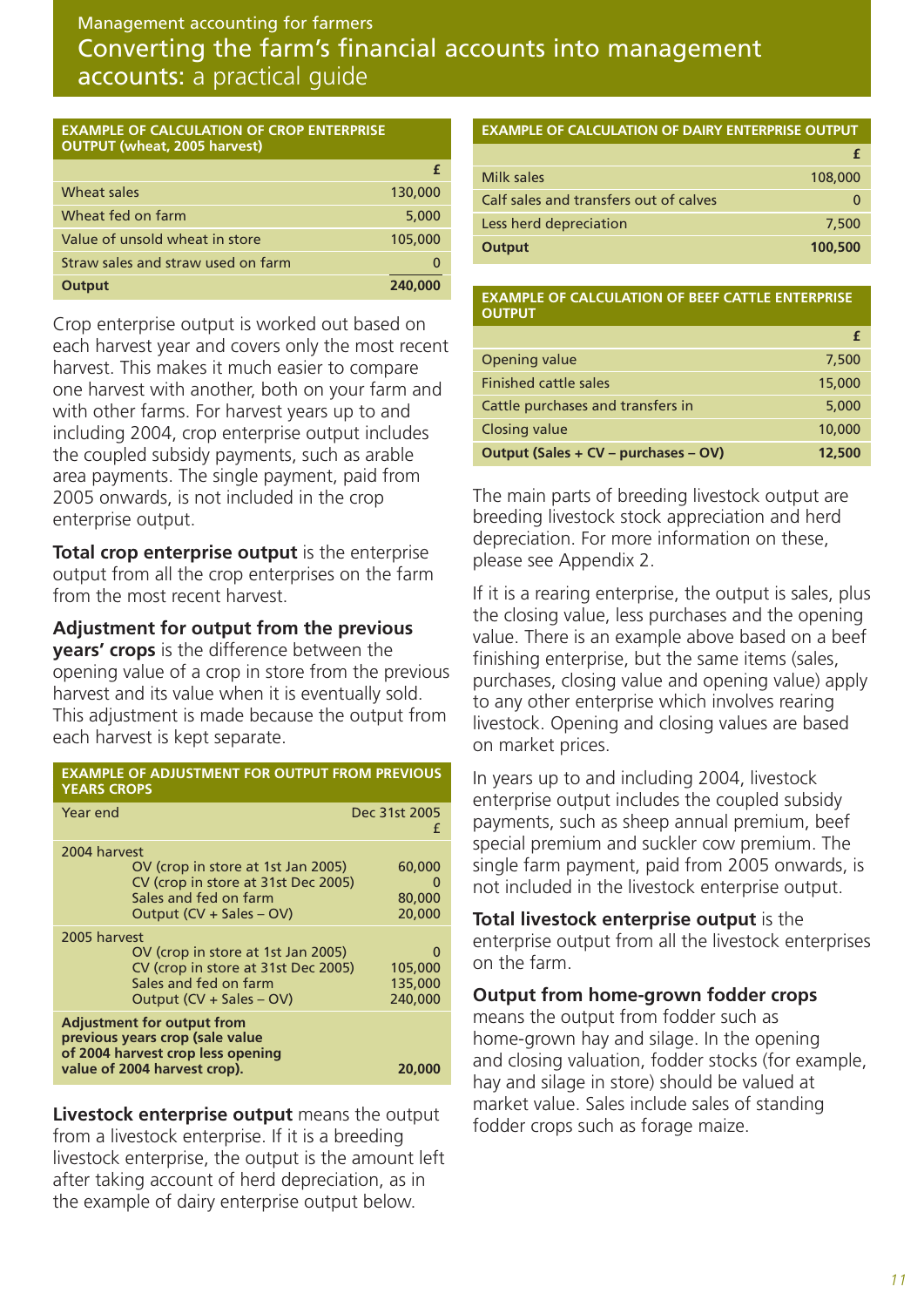Management accounting for farmers

# Converting the farm's financial accounts into management accounts: a practical guide

**EXAMPLE OF CALCULATION OF CROP ENTERPRISE OUTPUT (wheat, 2005 harvest)**

| | £ |
|---|---|
| Wheat sales | 130,000 |
| Wheat fed on farm | 5,000 |
| Value of unsold wheat in store | 105,000 |
| Straw sales and straw used on farm | 0 |
| **Output** | **240,000** |

Crop enterprise output is worked out based on each harvest year and covers only the most recent harvest. This makes it much easier to compare one harvest with another, both on your farm and with other farms. For harvest years up to and including 2004, crop enterprise output includes the coupled subsidy payments, such as arable area payments. The single payment, paid from 2005 onwards, is not included in the crop enterprise output.

**Total crop enterprise output** is the enterprise output from all the crop enterprises on the farm from the most recent harvest.

**Adjustment for output from the previous years' crops** is the difference between the opening value of a crop in store from the previous harvest and its value when it is eventually sold. This adjustment is made because the output from each harvest is kept separate.

**EXAMPLE OF ADJUSTMENT FOR OUTPUT FROM PREVIOUS YEARS CROPS**

| Year end | Dec 31st 2005 £ |
|---|---|
| **2004 harvest** | |
| OV (crop in store at 1st Jan 2005) | 60,000 |
| CV (crop in store at 31st Dec 2005) | 0 |
| Sales and fed on farm | 80,000 |
| Output (CV + Sales – OV) | 20,000 |
| **2005 harvest** | |
| OV (crop in store at 1st Jan 2005) | 0 |
| CV (crop in store at 31st Dec 2005) | 105,000 |
| Sales and fed on farm | 135,000 |
| Output (CV + Sales – OV) | 240,000 |
| **Adjustment for output from previous years crop (sale value of 2004 harvest crop less opening value of 2004 harvest crop).** | **20,000** |

**Livestock enterprise output** means the output from a livestock enterprise. If it is a breeding livestock enterprise, the output is the amount left after taking account of herd depreciation, as in the example of dairy enterprise output below.

**EXAMPLE OF CALCULATION OF DAIRY ENTERPRISE OUTPUT**

| | £ |
|---|---|
| Milk sales | 108,000 |
| Calf sales and transfers out of calves | 0 |
| Less herd depreciation | 7,500 |
| **Output** | **100,500** |

**EXAMPLE OF CALCULATION OF BEEF CATTLE ENTERPRISE OUTPUT**

| | £ |
|---|---|
| Opening value | 7,500 |
| Finished cattle sales | 15,000 |
| Cattle purchases and transfers in | 5,000 |
| Closing value | 10,000 |
| **Output (Sales + CV – purchases – OV)** | **12,500** |

The main parts of breeding livestock output are breeding livestock stock appreciation and herd depreciation. For more information on these, please see Appendix 2.

If it is a rearing enterprise, the output is sales, plus the closing value, less purchases and the opening value. There is an example above based on a beef finishing enterprise, but the same items (sales, purchases, closing value and opening value) apply to any other enterprise which involves rearing livestock. Opening and closing values are based on market prices.

In years up to and including 2004, livestock enterprise output includes the coupled subsidy payments, such as sheep annual premium, beef special premium and suckler cow premium. The single farm payment, paid from 2005 onwards, is not included in the livestock enterprise output.

**Total livestock enterprise output** is the enterprise output from all the livestock enterprises on the farm.

**Output from home-grown fodder crops** means the output from fodder such as home-grown hay and silage. In the opening and closing valuation, fodder stocks (for example, hay and silage in store) should be valued at market value. Sales include sales of standing fodder crops such as forage maize.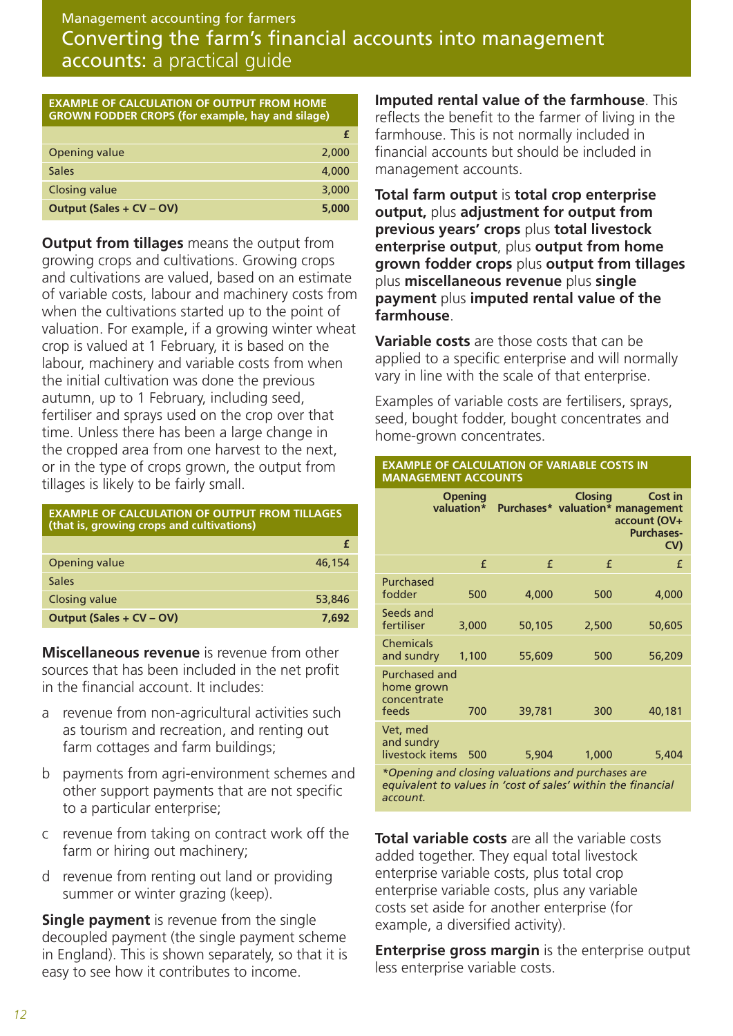## Management accounting for farmers
# Converting the farm's financial accounts into management accounts: a practical guide

| EXAMPLE OF CALCULATION OF OUTPUT FROM HOME GROWN FODDER CROPS (for example, hay and silage) | |
|---|---|
| | £ |
| Opening value | 2,000 |
| Sales | 4,000 |
| Closing value | 3,000 |
| **Output (Sales + CV – OV)** | **5,000** |

**Output from tillages** means the output from growing crops and cultivations. Growing crops and cultivations are valued, based on an estimate of variable costs, labour and machinery costs from when the cultivations started up to the point of valuation. For example, if a growing winter wheat crop is valued at 1 February, it is based on the labour, machinery and variable costs from when the initial cultivation was done the previous autumn, up to 1 February, including seed, fertiliser and sprays used on the crop over that time. Unless there has been a large change in the cropped area from one harvest to the next, or in the type of crops grown, the output from tillages is likely to be fairly small.

| EXAMPLE OF CALCULATION OF OUTPUT FROM TILLAGES (that is, growing crops and cultivations) | |
|---|---|
| | £ |
| Opening value | 46,154 |
| Sales | |
| Closing value | 53,846 |
| **Output (Sales + CV – OV)** | **7,692** |

**Miscellaneous revenue** is revenue from other sources that has been included in the net profit in the financial account. It includes:

a. revenue from non-agricultural activities such as tourism and recreation, and renting out farm cottages and farm buildings;

b. payments from agri-environment schemes and other support payments that are not specific to a particular enterprise;

c. revenue from taking on contract work off the farm or hiring out machinery;

d. revenue from renting out land or providing summer or winter grazing (keep).

**Single payment** is revenue from the single decoupled payment (the single payment scheme in England). This is shown separately, so that it is easy to see how it contributes to income.

**Imputed rental value of the farmhouse**. This reflects the benefit to the farmer of living in the farmhouse. This is not normally included in financial accounts but should be included in management accounts.

**Total farm output** is **total crop enterprise output,** plus **adjustment for output from previous years' crops** plus **total livestock enterprise output**, plus **output from home grown fodder crops** plus **output from tillages** plus **miscellaneous revenue** plus **single payment** plus **imputed rental value of the farmhouse**.

**Variable costs** are those costs that can be applied to a specific enterprise and will normally vary in line with the scale of that enterprise.

Examples of variable costs are fertilisers, sprays, seed, bought fodder, bought concentrates and home-grown concentrates.

| EXAMPLE OF CALCULATION OF VARIABLE COSTS IN MANAGEMENT ACCOUNTS | | | | |
|---|---|---|---|---|
| | Opening valuation* | Purchases* | Closing valuation* | Cost in management account (OV+ Purchases- CV) |
| | £ | £ | £ | £ |
| Purchased fodder | 500 | 4,000 | 500 | 4,000 |
| Seeds and fertiliser | 3,000 | 50,105 | 2,500 | 50,605 |
| Chemicals and sundry | 1,100 | 55,609 | 500 | 56,209 |
| Purchased and home grown concentrate feeds | 700 | 39,781 | 300 | 40,181 |
| Vet, med and sundry livestock items | 500 | 5,904 | 1,000 | 5,404 |

*\*Opening and closing valuations and purchases are equivalent to values in 'cost of sales' within the financial account.*

**Total variable costs** are all the variable costs added together. They equal total livestock enterprise variable costs, plus total crop enterprise variable costs, plus any variable costs set aside for another enterprise (for example, a diversified activity).

**Enterprise gross margin** is the enterprise output less enterprise variable costs.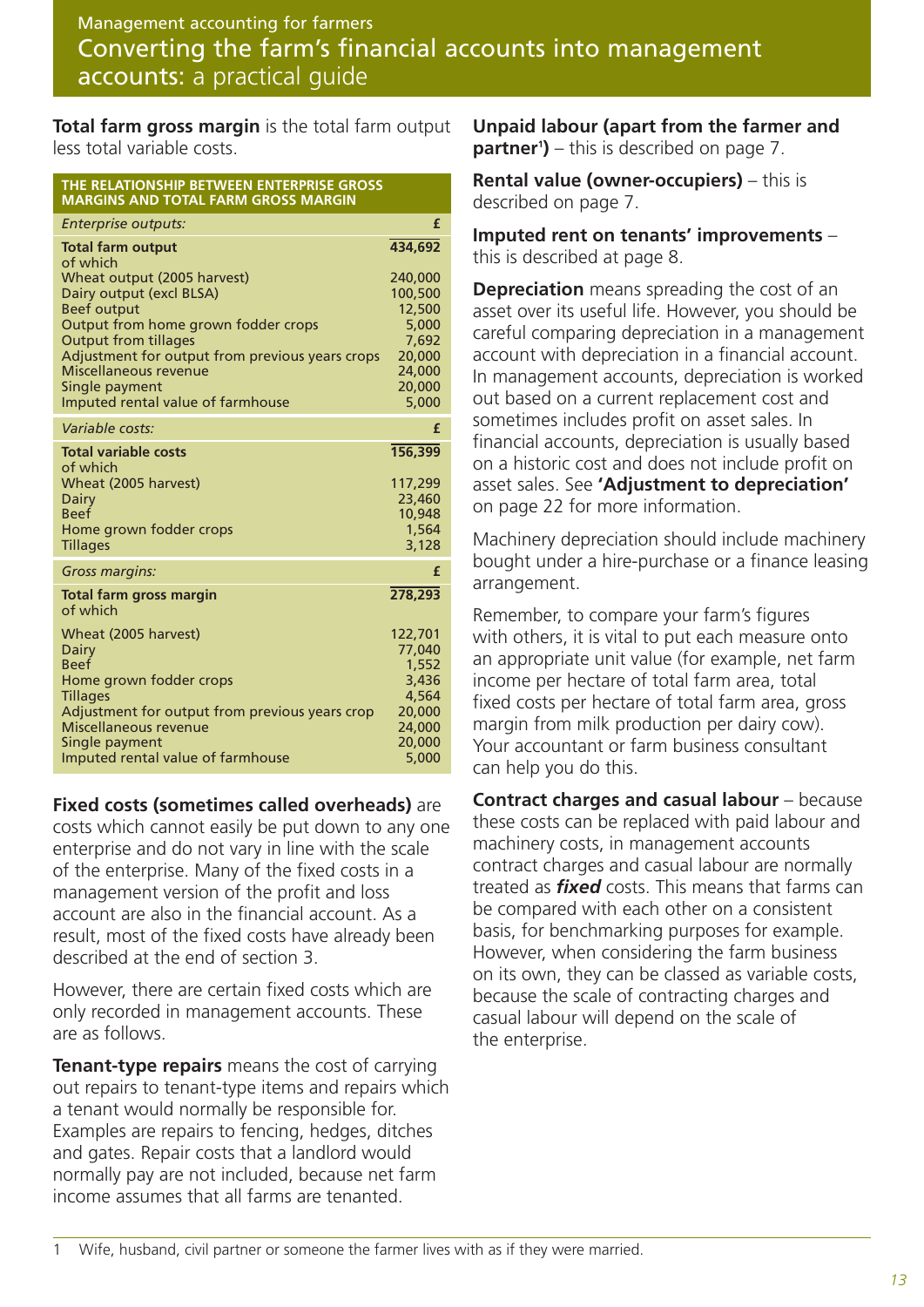**Total farm gross margin** is the total farm output less total variable costs.

| THE RELATIONSHIP BETWEEN ENTERPRISE GROSS MARGINS AND TOTAL FARM GROSS MARGIN | |
|---|---|
| *Enterprise outputs:* | **£** |
| **Total farm output** | **434,692** |
| of which | |
| Wheat output (2005 harvest) | 240,000 |
| Dairy output (excl BLSA) | 100,500 |
| Beef output | 12,500 |
| Output from home grown fodder crops | 5,000 |
| Output from tillages | 7,692 |
| Adjustment for output from previous years crops | 20,000 |
| Miscellaneous revenue | 24,000 |
| Single payment | 20,000 |
| Imputed rental value of farmhouse | 5,000 |
| *Variable costs:* | **£** |
| **Total variable costs** | **156,399** |
| of which | |
| Wheat (2005 harvest) | 117,299 |
| Dairy | 23,460 |
| Beef | 10,948 |
| Home grown fodder crops | 1,564 |
| Tillages | 3,128 |
| *Gross margins:* | **£** |
| **Total farm gross margin** | **278,293** |
| of which | |
| Wheat (2005 harvest) | 122,701 |
| Dairy | 77,040 |
| Beef | 1,552 |
| Home grown fodder crops | 3,436 |
| Tillages | 4,564 |
| Adjustment for output from previous years crop | 20,000 |
| Miscellaneous revenue | 24,000 |
| Single payment | 20,000 |
| Imputed rental value of farmhouse | 5,000 |

**Fixed costs (sometimes called overheads)** are costs which cannot easily be put down to any one enterprise and do not vary in line with the scale of the enterprise. Many of the fixed costs in a management version of the profit and loss account are also in the financial account. As a result, most of the fixed costs have already been described at the end of section 3.

However, there are certain fixed costs which are only recorded in management accounts. These are as follows.

**Tenant-type repairs** means the cost of carrying out repairs to tenant-type items and repairs which a tenant would normally be responsible for. Examples are repairs to fencing, hedges, ditches and gates. Repair costs that a landlord would normally pay are not included, because net farm income assumes that all farms are tenanted.

**Unpaid labour (apart from the farmer and partner[1])** – this is described on page 7.

**Rental value (owner-occupiers)** – this is described on page 7.

**Imputed rent on tenants' improvements** – this is described at page 8.

**Depreciation** means spreading the cost of an asset over its useful life. However, you should be careful comparing depreciation in a management account with depreciation in a financial account. In management accounts, depreciation is worked out based on a current replacement cost and sometimes includes profit on asset sales. In financial accounts, depreciation is usually based on a historic cost and does not include profit on asset sales. See **'Adjustment to depreciation'** on page 22 for more information.

Machinery depreciation should include machinery bought under a hire-purchase or a finance leasing arrangement.

Remember, to compare your farm's figures with others, it is vital to put each measure onto an appropriate unit value (for example, net farm income per hectare of total farm area, total fixed costs per hectare of total farm area, gross margin from milk production per dairy cow). Your accountant or farm business consultant can help you do this.

**Contract charges and casual labour** – because these costs can be replaced with paid labour and machinery costs, in management accounts contract charges and casual labour are normally treated as ***fixed*** costs. This means that farms can be compared with each other on a consistent basis, for benchmarking purposes for example. However, when considering the farm business on its own, they can be classed as variable costs, because the scale of contracting charges and casual labour will depend on the scale of the enterprise.

1 Wife, husband, civil partner or someone the farmer lives with as if they were married.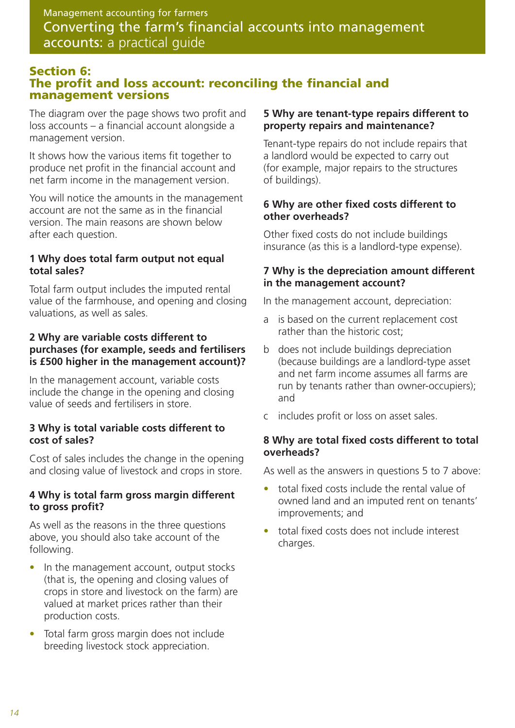## Section 6: The profit and loss account: reconciling the financial and management versions

The diagram over the page shows two profit and loss accounts – a financial account alongside a management version.

It shows how the various items fit together to produce net profit in the financial account and net farm income in the management version.

You will notice the amounts in the management account are not the same as in the financial version. The main reasons are shown below after each question.

### 1 Why does total farm output not equal total sales?

Total farm output includes the imputed rental value of the farmhouse, and opening and closing valuations, as well as sales.

### 2 Why are variable costs different to purchases (for example, seeds and fertilisers is £500 higher in the management account)?

In the management account, variable costs include the change in the opening and closing value of seeds and fertilisers in store.

### 3 Why is total variable costs different to cost of sales?

Cost of sales includes the change in the opening and closing value of livestock and crops in store.

### 4 Why is total farm gross margin different to gross profit?

As well as the reasons in the three questions above, you should also take account of the following.

- In the management account, output stocks (that is, the opening and closing values of crops in store and livestock on the farm) are valued at market prices rather than their production costs.
- Total farm gross margin does not include breeding livestock stock appreciation.

### 5 Why are tenant-type repairs different to property repairs and maintenance?

Tenant-type repairs do not include repairs that a landlord would be expected to carry out (for example, major repairs to the structures of buildings).

### 6 Why are other fixed costs different to other overheads?

Other fixed costs do not include buildings insurance (as this is a landlord-type expense).

### 7 Why is the depreciation amount different in the management account?

In the management account, depreciation:

a. is based on the current replacement cost rather than the historic cost;

b. does not include buildings depreciation (because buildings are a landlord-type asset and net farm income assumes all farms are run by tenants rather than owner-occupiers); and

c. includes profit or loss on asset sales.

### 8 Why are total fixed costs different to total overheads?

As well as the answers in questions 5 to 7 above:

- total fixed costs include the rental value of owned land and an imputed rent on tenants' improvements; and
- total fixed costs does not include interest charges.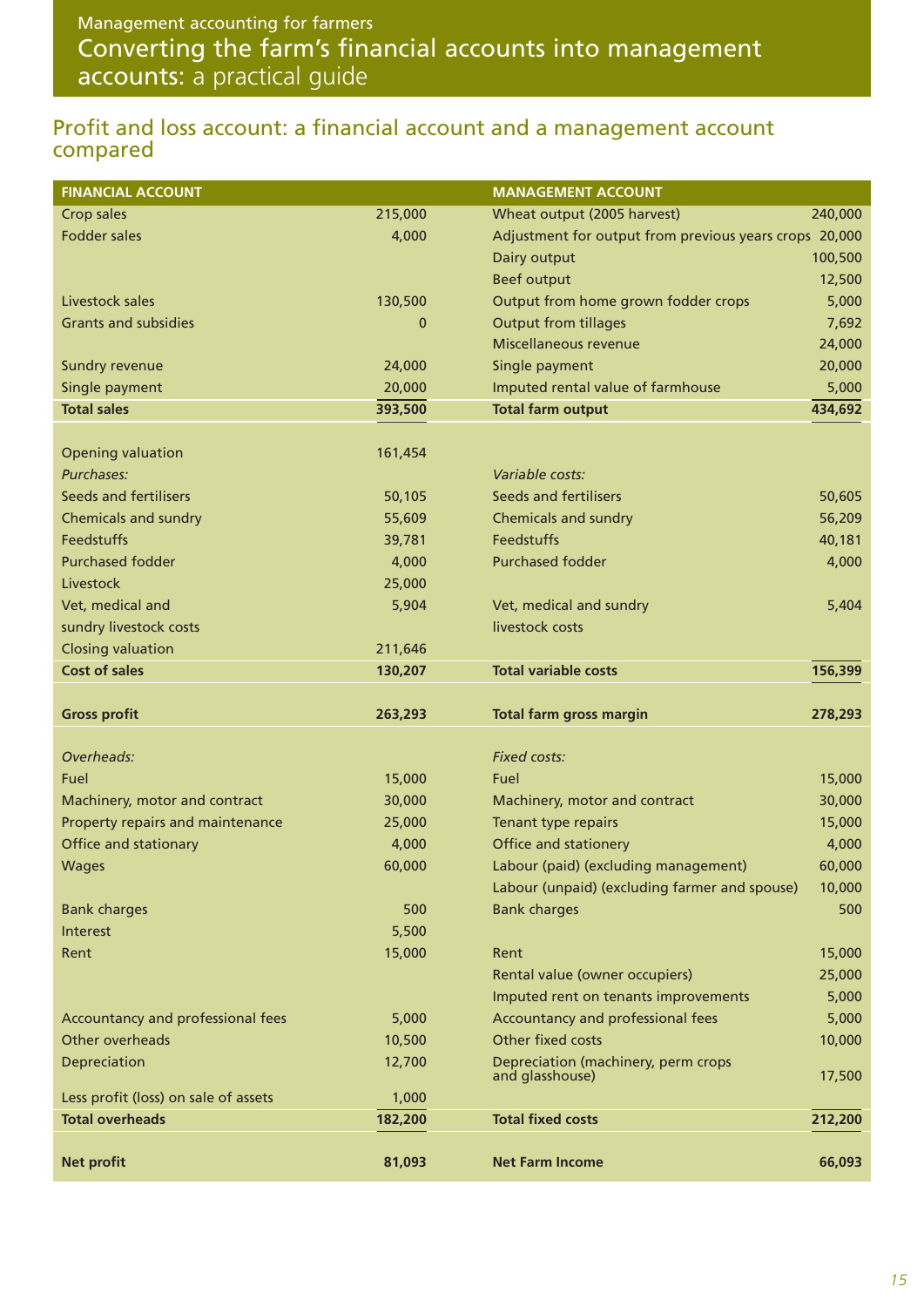## Profit and loss account: a financial account and a management account compared

| FINANCIAL ACCOUNT | | MANAGEMENT ACCOUNT | |
|---|---|---|---|
| Crop sales | 215,000 | Wheat output (2005 harvest) | 240,000 |
| Fodder sales | 4,000 | Adjustment for output from previous years crops | 20,000 |
| | | Dairy output | 100,500 |
| | | Beef output | 12,500 |
| Livestock sales | 130,500 | Output from home grown fodder crops | 5,000 |
| Grants and subsidies | 0 | Output from tillages | 7,692 |
| | | Miscellaneous revenue | 24,000 |
| Sundry revenue | 24,000 | Single payment | 20,000 |
| Single payment | 20,000 | Imputed rental value of farmhouse | 5,000 |
| **Total sales** | **393,500** | **Total farm output** | **434,692** |
| | | | |
| Opening valuation | 161,454 | | |
| *Purchases:* | | *Variable costs:* | |
| Seeds and fertilisers | 50,105 | Seeds and fertilisers | 50,605 |
| Chemicals and sundry | 55,609 | Chemicals and sundry | 56,209 |
| Feedstuffs | 39,781 | Feedstuffs | 40,181 |
| Purchased fodder | 4,000 | Purchased fodder | 4,000 |
| Livestock | 25,000 | | |
| Vet, medical and sundry livestock costs | 5,904 | Vet, medical and sundry livestock costs | 5,404 |
| Closing valuation | 211,646 | | |
| **Cost of sales** | **130,207** | **Total variable costs** | **156,399** |
| | | | |
| **Gross profit** | **263,293** | **Total farm gross margin** | **278,293** |
| | | | |
| *Overheads:* | | *Fixed costs:* | |
| Fuel | 15,000 | Fuel | 15,000 |
| Machinery, motor and contract | 30,000 | Machinery, motor and contract | 30,000 |
| Property repairs and maintenance | 25,000 | Tenant type repairs | 15,000 |
| Office and stationary | 4,000 | Office and stationery | 4,000 |
| Wages | 60,000 | Labour (paid) (excluding management) | 60,000 |
| | | Labour (unpaid) (excluding farmer and spouse) | 10,000 |
| Bank charges | 500 | Bank charges | 500 |
| Interest | 5,500 | | |
| Rent | 15,000 | Rent | 15,000 |
| | | Rental value (owner occupiers) | 25,000 |
| | | Imputed rent on tenants improvements | 5,000 |
| Accountancy and professional fees | 5,000 | Accountancy and professional fees | 5,000 |
| Other overheads | 10,500 | Other fixed costs | 10,000 |
| Depreciation | 12,700 | Depreciation (machinery, perm crops and glasshouse) | 17,500 |
| Less profit (loss) on sale of assets | 1,000 | | |
| **Total overheads** | **182,200** | **Total fixed costs** | **212,200** |
| | | | |
| **Net profit** | **81,093** | **Net Farm Income** | **66,093** |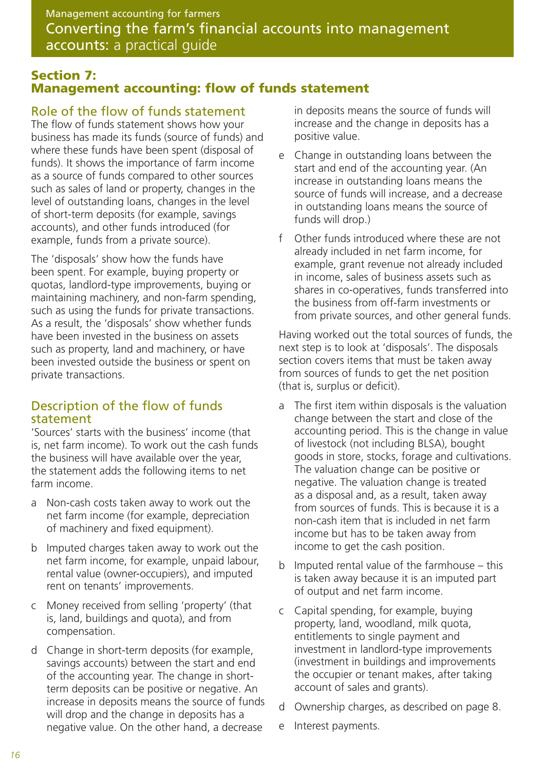## Section 7: Management accounting: flow of funds statement

### Role of the flow of funds statement

The flow of funds statement shows how your business has made its funds (source of funds) and where these funds have been spent (disposal of funds). It shows the importance of farm income as a source of funds compared to other sources such as sales of land or property, changes in the level of outstanding loans, changes in the level of short-term deposits (for example, savings accounts), and other funds introduced (for example, funds from a private source).

The 'disposals' show how the funds have been spent. For example, buying property or quotas, landlord-type improvements, buying or maintaining machinery, and non-farm spending, such as using the funds for private transactions. As a result, the 'disposals' show whether funds have been invested in the business on assets such as property, land and machinery, or have been invested outside the business or spent on private transactions.

### Description of the flow of funds statement

'Sources' starts with the business' income (that is, net farm income). To work out the cash funds the business will have available over the year, the statement adds the following items to net farm income.

- a Non-cash costs taken away to work out the net farm income (for example, depreciation of machinery and fixed equipment).
- b Imputed charges taken away to work out the net farm income, for example, unpaid labour, rental value (owner-occupiers), and imputed rent on tenants' improvements.
- c Money received from selling 'property' (that is, land, buildings and quota), and from compensation.
- d Change in short-term deposits (for example, savings accounts) between the start and end of the accounting year. The change in short-term deposits can be positive or negative. An increase in deposits means the source of funds will drop and the change in deposits has a negative value. On the other hand, a decrease in deposits means the source of funds will increase and the change in deposits has a positive value.
- e Change in outstanding loans between the start and end of the accounting year. (An increase in outstanding loans means the source of funds will increase, and a decrease in outstanding loans means the source of funds will drop.)
- f Other funds introduced where these are not already included in net farm income, for example, grant revenue not already included in income, sales of business assets such as shares in co-operatives, funds transferred into the business from off-farm investments or from private sources, and other general funds.

Having worked out the total sources of funds, the next step is to look at 'disposals'. The disposals section covers items that must be taken away from sources of funds to get the net position (that is, surplus or deficit).

- a The first item within disposals is the valuation change between the start and close of the accounting period. This is the change in value of livestock (not including BLSA), bought goods in store, stocks, forage and cultivations. The valuation change can be positive or negative. The valuation change is treated as a disposal and, as a result, taken away from sources of funds. This is because it is a non-cash item that is included in net farm income but has to be taken away from income to get the cash position.
- b Imputed rental value of the farmhouse – this is taken away because it is an imputed part of output and net farm income.
- c Capital spending, for example, buying property, land, woodland, milk quota, entitlements to single payment and investment in landlord-type improvements (investment in buildings and improvements the occupier or tenant makes, after taking account of sales and grants).
- d Ownership charges, as described on page 8.
- e Interest payments.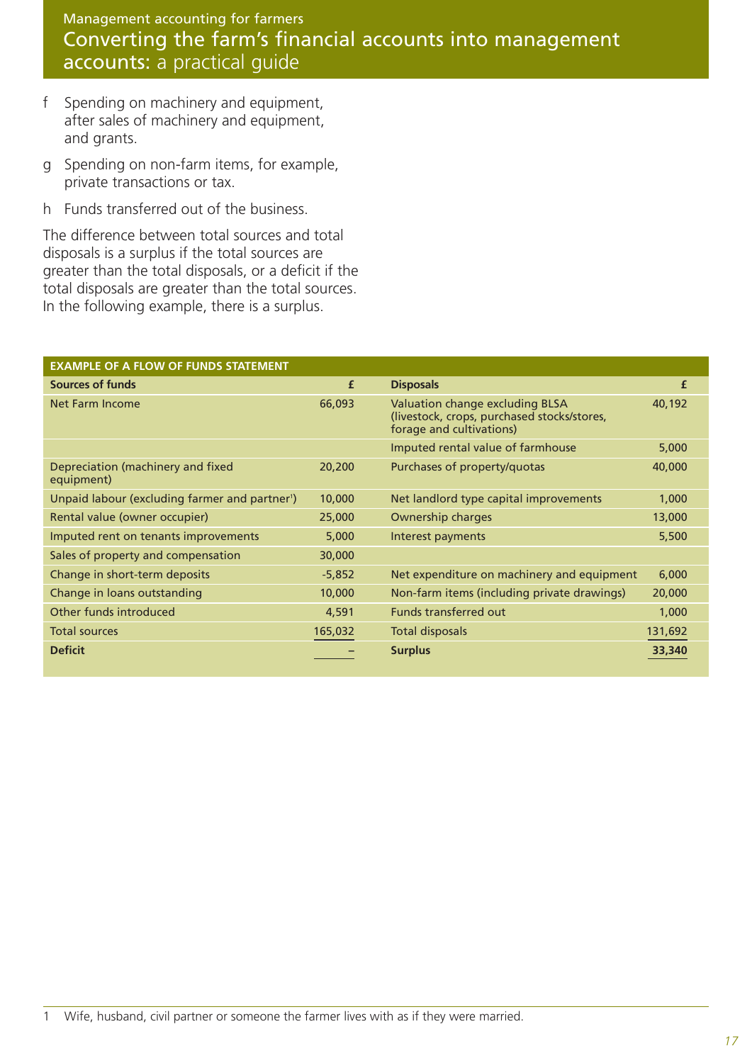f Spending on machinery and equipment, after sales of machinery and equipment, and grants.

g Spending on non-farm items, for example, private transactions or tax.

h Funds transferred out of the business.

The difference between total sources and total disposals is a surplus if the total sources are greater than the total disposals, or a deficit if the total disposals are greater than the total sources. In the following example, there is a surplus.

**EXAMPLE OF A FLOW OF FUNDS STATEMENT**

| **Sources of funds** | **£** | **Disposals** | **£** |
|---|---|---|---|
| Net Farm Income | 66,093 | Valuation change excluding BLSA (livestock, crops, purchased stocks/stores, forage and cultivations) | 40,192 |
| | | Imputed rental value of farmhouse | 5,000 |
| Depreciation (machinery and fixed equipment) | 20,200 | Purchases of property/quotas | 40,000 |
| Unpaid labour (excluding farmer and partner[1]) | 10,000 | Net landlord type capital improvements | 1,000 |
| Rental value (owner occupier) | 25,000 | Ownership charges | 13,000 |
| Imputed rent on tenants improvements | 5,000 | Interest payments | 5,500 |
| Sales of property and compensation | 30,000 | | |
| Change in short-term deposits | -5,852 | Net expenditure on machinery and equipment | 6,000 |
| Change in loans outstanding | 10,000 | Non-farm items (including private drawings) | 20,000 |
| Other funds introduced | 4,591 | Funds transferred out | 1,000 |
| Total sources | 165,032 | Total disposals | 131,692 |
| **Deficit** | – | **Surplus** | **33,340** |

1 Wife, husband, civil partner or someone the farmer lives with as if they were married.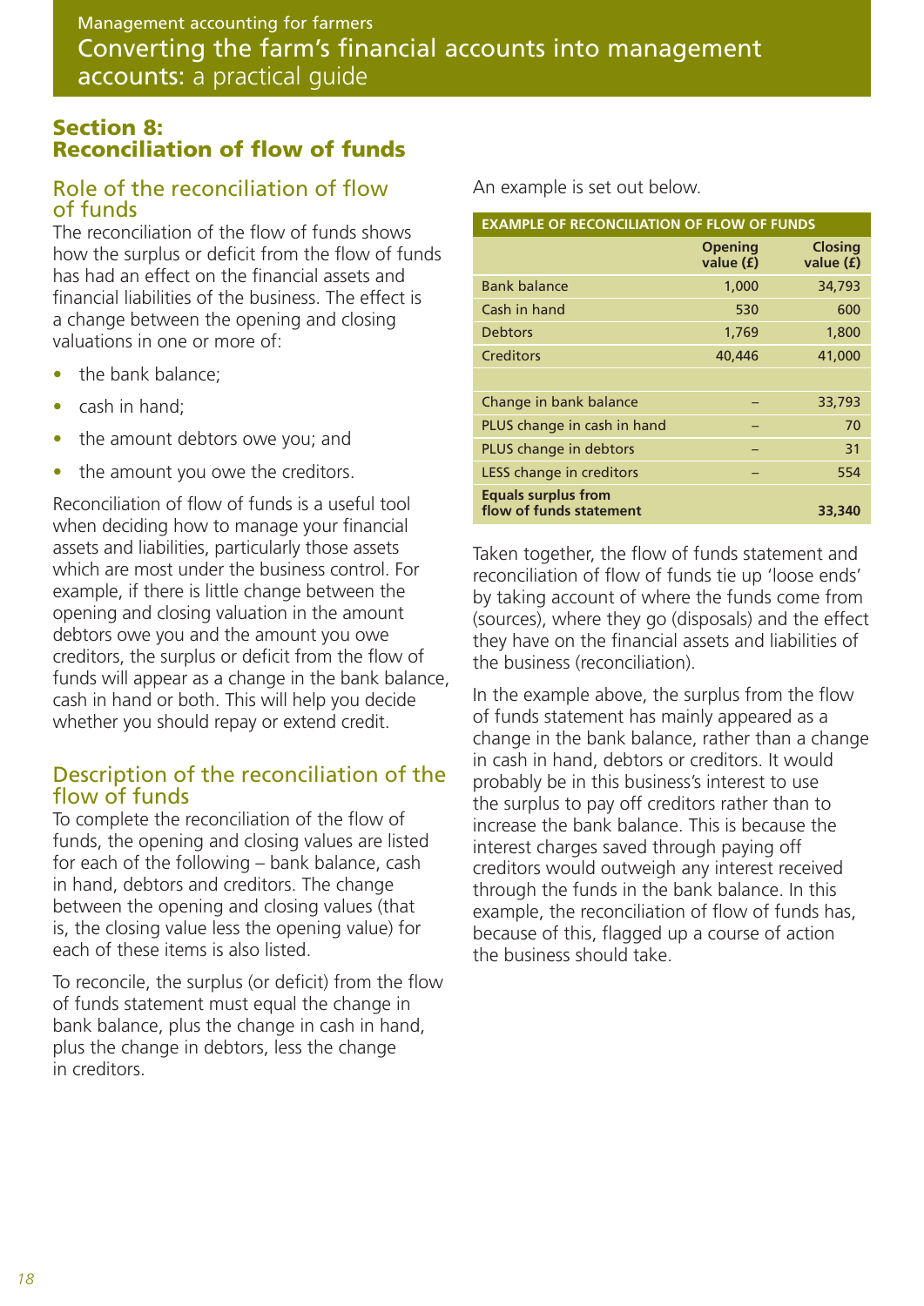## Section 8: Reconciliation of flow of funds

### Role of the reconciliation of flow of funds

The reconciliation of the flow of funds shows how the surplus or deficit from the flow of funds has had an effect on the financial assets and financial liabilities of the business. The effect is a change between the opening and closing valuations in one or more of:

- the bank balance;
- cash in hand;
- the amount debtors owe you; and
- the amount you owe the creditors.

Reconciliation of flow of funds is a useful tool when deciding how to manage your financial assets and liabilities, particularly those assets which are most under the business control. For example, if there is little change between the opening and closing valuation in the amount debtors owe you and the amount you owe creditors, the surplus or deficit from the flow of funds will appear as a change in the bank balance, cash in hand or both. This will help you decide whether you should repay or extend credit.

### Description of the reconciliation of the flow of funds

To complete the reconciliation of the flow of funds, the opening and closing values are listed for each of the following – bank balance, cash in hand, debtors and creditors. The change between the opening and closing values (that is, the closing value less the opening value) for each of these items is also listed.

To reconcile, the surplus (or deficit) from the flow of funds statement must equal the change in bank balance, plus the change in cash in hand, plus the change in debtors, less the change in creditors.

An example is set out below.

| EXAMPLE OF RECONCILIATION OF FLOW OF FUNDS | Opening value (£) | Closing value (£) |
|---|---|---|
| Bank balance | 1,000 | 34,793 |
| Cash in hand | 530 | 600 |
| Debtors | 1,769 | 1,800 |
| Creditors | 40,446 | 41,000 |
| | | |
| Change in bank balance | – | 33,793 |
| PLUS change in cash in hand | – | 70 |
| PLUS change in debtors | – | 31 |
| LESS change in creditors | – | 554 |
| **Equals surplus from flow of funds statement** | | **33,340** |

Taken together, the flow of funds statement and reconciliation of flow of funds tie up 'loose ends' by taking account of where the funds come from (sources), where they go (disposals) and the effect they have on the financial assets and liabilities of the business (reconciliation).

In the example above, the surplus from the flow of funds statement has mainly appeared as a change in the bank balance, rather than a change in cash in hand, debtors or creditors. It would probably be in this business's interest to use the surplus to pay off creditors rather than to increase the bank balance. This is because the interest charges saved through paying off creditors would outweigh any interest received through the funds in the bank balance. In this example, the reconciliation of flow of funds has, because of this, flagged up a course of action the business should take.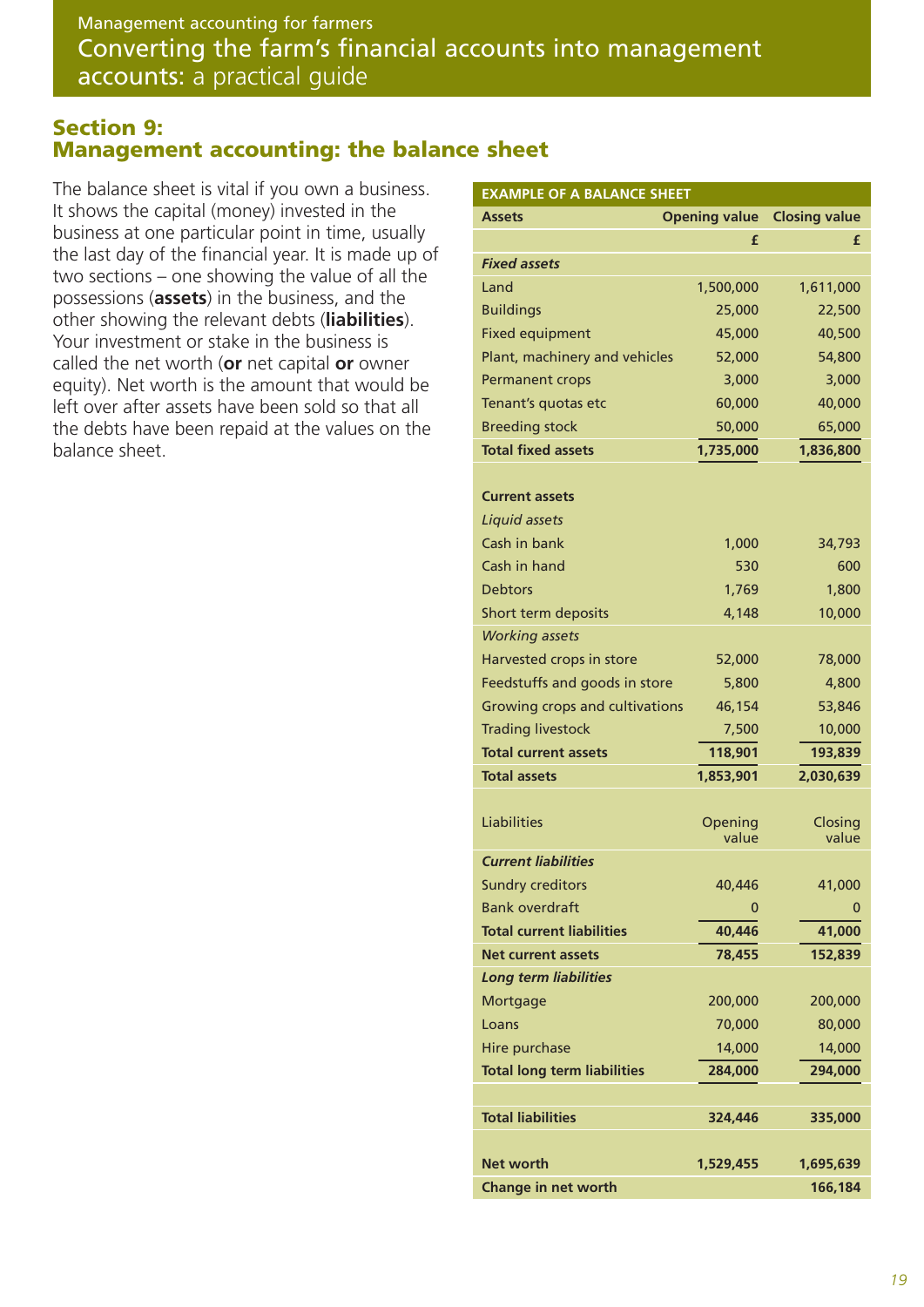## Section 9: Management accounting: the balance sheet

The balance sheet is vital if you own a business. It shows the capital (money) invested in the business at one particular point in time, usually the last day of the financial year. It is made up of two sections – one showing the value of all the possessions (**assets**) in the business, and the other showing the relevant debts (**liabilities**). Your investment or stake in the business is called the net worth (**or** net capital **or** owner equity). Net worth is the amount that would be left over after assets have been sold so that all the debts have been repaid at the values on the balance sheet.

| EXAMPLE OF A BALANCE SHEET | | |
|---|---|---|
| **Assets** | **Opening value** | **Closing value** |
| | **£** | **£** |
| ***Fixed assets*** | | |
| Land | 1,500,000 | 1,611,000 |
| Buildings | 25,000 | 22,500 |
| Fixed equipment | 45,000 | 40,500 |
| Plant, machinery and vehicles | 52,000 | 54,800 |
| Permanent crops | 3,000 | 3,000 |
| Tenant's quotas etc | 60,000 | 40,000 |
| Breeding stock | 50,000 | 65,000 |
| **Total fixed assets** | **1,735,000** | **1,836,800** |
| | | |
| **Current assets** | | |
| *Liquid assets* | | |
| Cash in bank | 1,000 | 34,793 |
| Cash in hand | 530 | 600 |
| Debtors | 1,769 | 1,800 |
| Short term deposits | 4,148 | 10,000 |
| *Working assets* | | |
| Harvested crops in store | 52,000 | 78,000 |
| Feedstuffs and goods in store | 5,800 | 4,800 |
| Growing crops and cultivations | 46,154 | 53,846 |
| Trading livestock | 7,500 | 10,000 |
| **Total current assets** | **118,901** | **193,839** |
| **Total assets** | **1,853,901** | **2,030,639** |
| | | |
| Liabilities | Opening value | Closing value |
| ***Current liabilities*** | | |
| Sundry creditors | 40,446 | 41,000 |
| Bank overdraft | 0 | 0 |
| **Total current liabilities** | **40,446** | **41,000** |
| **Net current assets** | **78,455** | **152,839** |
| ***Long term liabilities*** | | |
| Mortgage | 200,000 | 200,000 |
| Loans | 70,000 | 80,000 |
| Hire purchase | 14,000 | 14,000 |
| **Total long term liabilities** | **284,000** | **294,000** |
| | | |
| **Total liabilities** | **324,446** | **335,000** |
| | | |
| **Net worth** | **1,529,455** | **1,695,639** |
| **Change in net worth** | | **166,184** |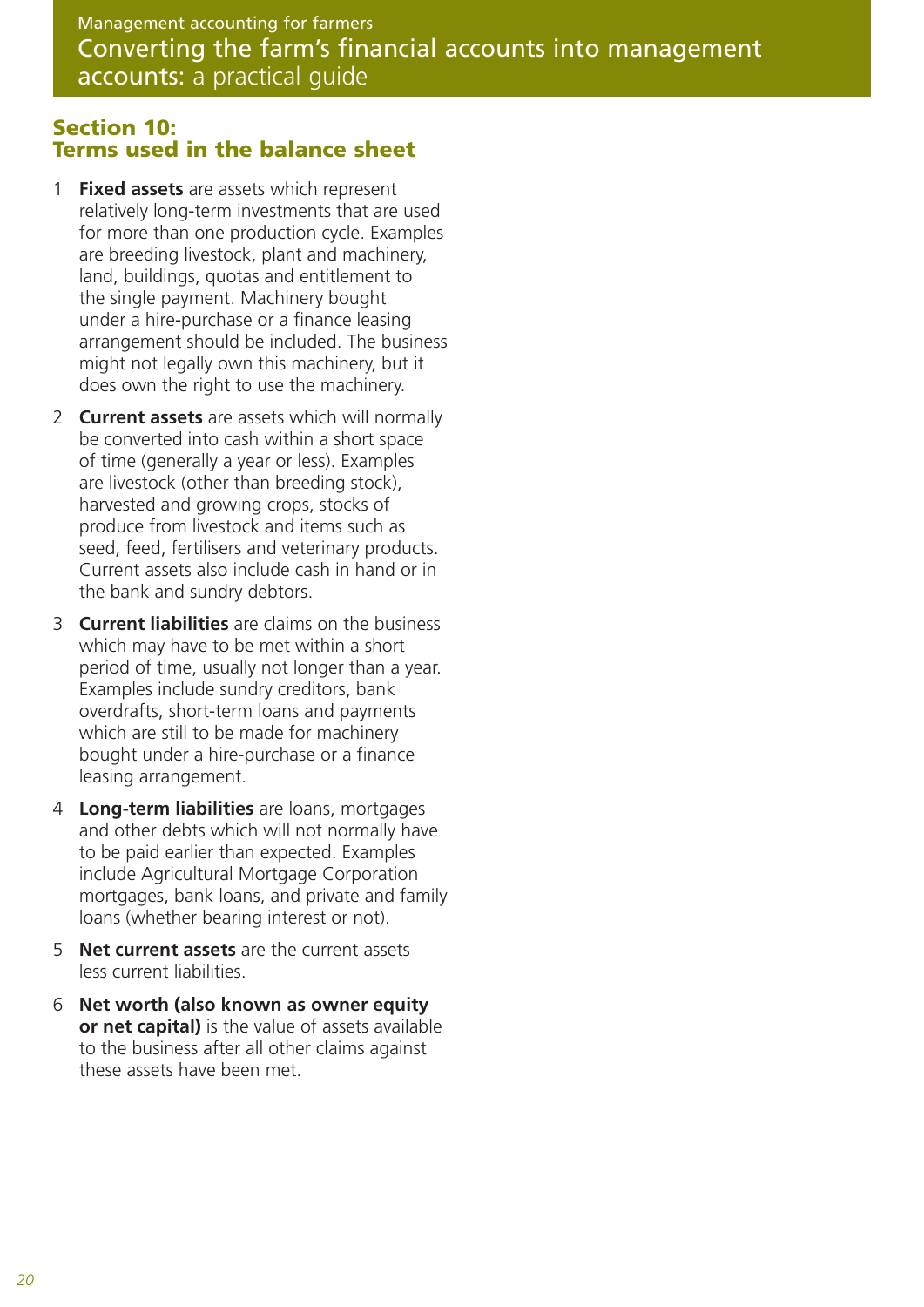## Section 10: Terms used in the balance sheet

1. **Fixed assets** are assets which represent relatively long-term investments that are used for more than one production cycle. Examples are breeding livestock, plant and machinery, land, buildings, quotas and entitlement to the single payment. Machinery bought under a hire-purchase or a finance leasing arrangement should be included. The business might not legally own this machinery, but it does own the right to use the machinery.

2. **Current assets** are assets which will normally be converted into cash within a short space of time (generally a year or less). Examples are livestock (other than breeding stock), harvested and growing crops, stocks of produce from livestock and items such as seed, feed, fertilisers and veterinary products. Current assets also include cash in hand or in the bank and sundry debtors.

3. **Current liabilities** are claims on the business which may have to be met within a short period of time, usually not longer than a year. Examples include sundry creditors, bank overdrafts, short-term loans and payments which are still to be made for machinery bought under a hire-purchase or a finance leasing arrangement.

4. **Long-term liabilities** are loans, mortgages and other debts which will not normally have to be paid earlier than expected. Examples include Agricultural Mortgage Corporation mortgages, bank loans, and private and family loans (whether bearing interest or not).

5. **Net current assets** are the current assets less current liabilities.

6. **Net worth (also known as owner equity or net capital)** is the value of assets available to the business after all other claims against these assets have been met.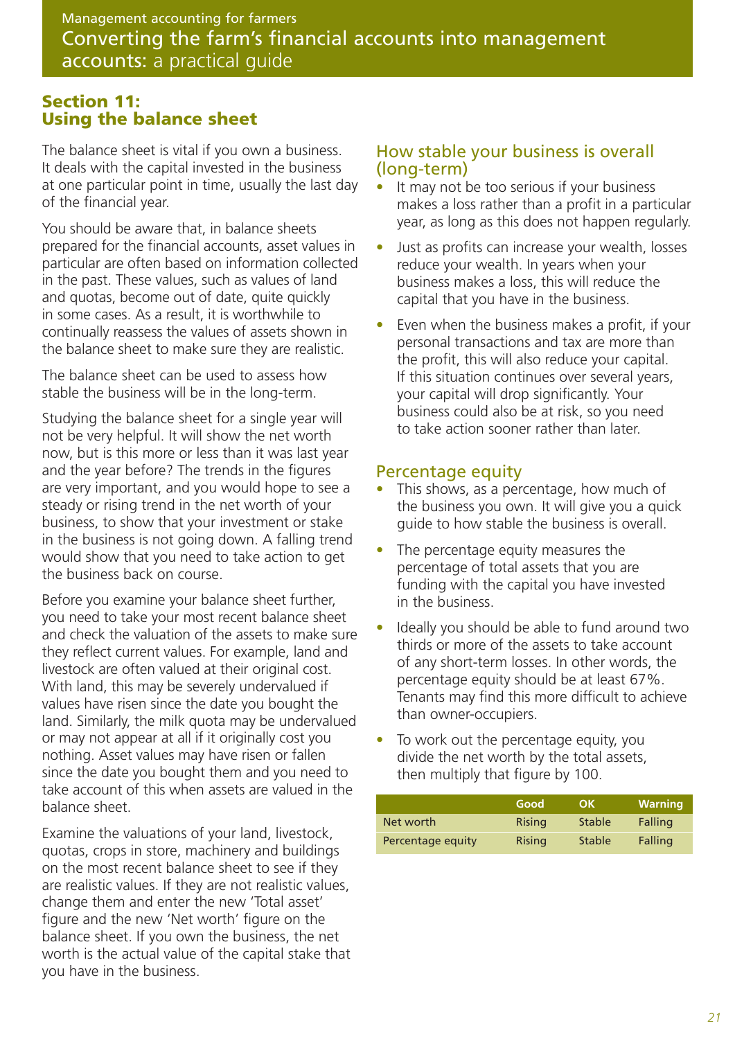## Section 11: Using the balance sheet

The balance sheet is vital if you own a business. It deals with the capital invested in the business at one particular point in time, usually the last day of the financial year.

You should be aware that, in balance sheets prepared for the financial accounts, asset values in particular are often based on information collected in the past. These values, such as values of land and quotas, become out of date, quite quickly in some cases. As a result, it is worthwhile to continually reassess the values of assets shown in the balance sheet to make sure they are realistic.

The balance sheet can be used to assess how stable the business will be in the long-term.

Studying the balance sheet for a single year will not be very helpful. It will show the net worth now, but is this more or less than it was last year and the year before? The trends in the figures are very important, and you would hope to see a steady or rising trend in the net worth of your business, to show that your investment or stake in the business is not going down. A falling trend would show that you need to take action to get the business back on course.

Before you examine your balance sheet further, you need to take your most recent balance sheet and check the valuation of the assets to make sure they reflect current values. For example, land and livestock are often valued at their original cost. With land, this may be severely undervalued if values have risen since the date you bought the land. Similarly, the milk quota may be undervalued or may not appear at all if it originally cost you nothing. Asset values may have risen or fallen since the date you bought them and you need to take account of this when assets are valued in the balance sheet.

Examine the valuations of your land, livestock, quotas, crops in store, machinery and buildings on the most recent balance sheet to see if they are realistic values. If they are not realistic values, change them and enter the new 'Total asset' figure and the new 'Net worth' figure on the balance sheet. If you own the business, the net worth is the actual value of the capital stake that you have in the business.

### How stable your business is overall (long-term)

- It may not be too serious if your business makes a loss rather than a profit in a particular year, as long as this does not happen regularly.
- Just as profits can increase your wealth, losses reduce your wealth. In years when your business makes a loss, this will reduce the capital that you have in the business.
- Even when the business makes a profit, if your personal transactions and tax are more than the profit, this will also reduce your capital. If this situation continues over several years, your capital will drop significantly. Your business could also be at risk, so you need to take action sooner rather than later.

### Percentage equity

- This shows, as a percentage, how much of the business you own. It will give you a quick guide to how stable the business is overall.
- The percentage equity measures the percentage of total assets that you are funding with the capital you have invested in the business.
- Ideally you should be able to fund around two thirds or more of the assets to take account of any short-term losses. In other words, the percentage equity should be at least 67%. Tenants may find this more difficult to achieve than owner-occupiers.
- To work out the percentage equity, you divide the net worth by the total assets, then multiply that figure by 100.

| | Good | OK | Warning |
|---|---|---|---|
| Net worth | Rising | Stable | Falling |
| Percentage equity | Rising | Stable | Falling |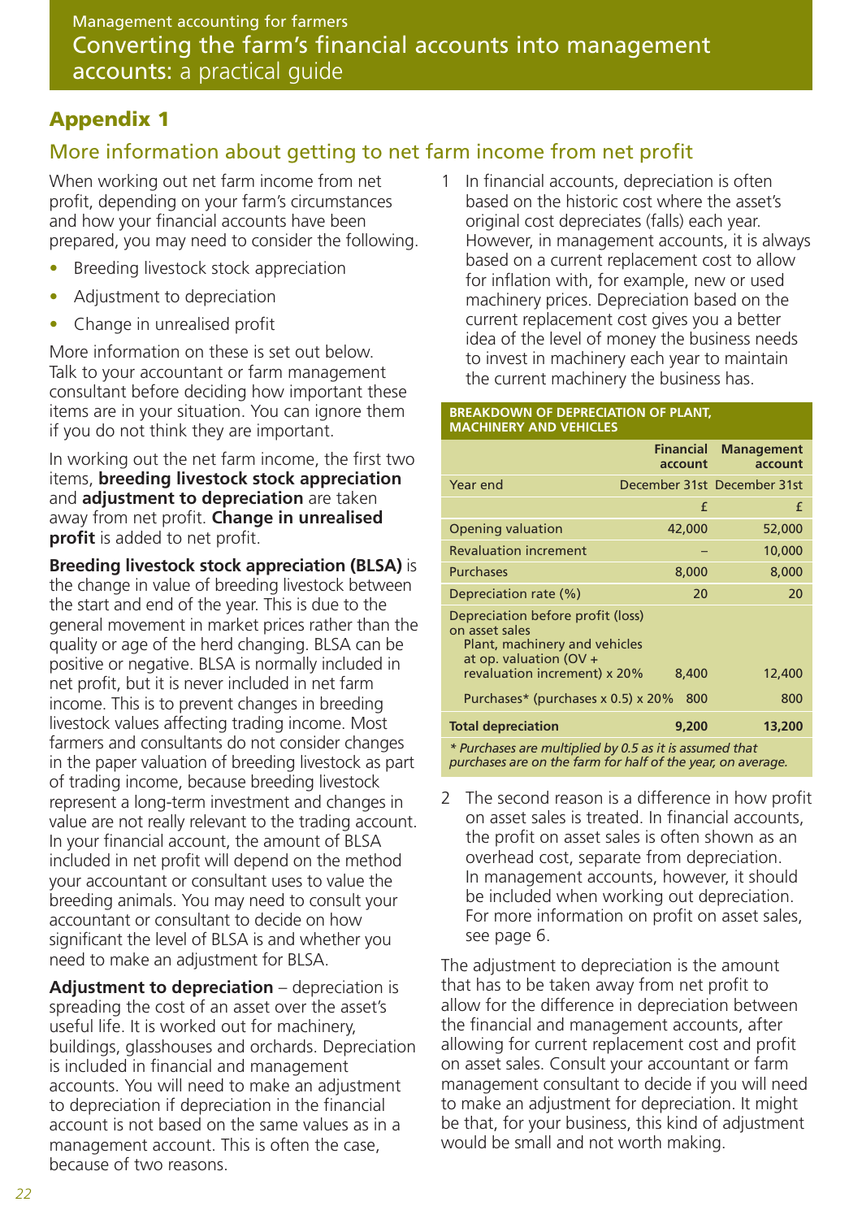## Appendix 1

### More information about getting to net farm income from net profit

When working out net farm income from net profit, depending on your farm's circumstances and how your financial accounts have been prepared, you may need to consider the following.

- Breeding livestock stock appreciation
- Adjustment to depreciation
- Change in unrealised profit

More information on these is set out below. Talk to your accountant or farm management consultant before deciding how important these items are in your situation. You can ignore them if you do not think they are important.

In working out the net farm income, the first two items, **breeding livestock stock appreciation** and **adjustment to depreciation** are taken away from net profit. **Change in unrealised profit** is added to net profit.

**Breeding livestock stock appreciation (BLSA)** is the change in value of breeding livestock between the start and end of the year. This is due to the general movement in market prices rather than the quality or age of the herd changing. BLSA can be positive or negative. BLSA is normally included in net profit, but it is never included in net farm income. This is to prevent changes in breeding livestock values affecting trading income. Most farmers and consultants do not consider changes in the paper valuation of breeding livestock as part of trading income, because breeding livestock represent a long-term investment and changes in value are not really relevant to the trading account. In your financial account, the amount of BLSA included in net profit will depend on the method your accountant or consultant uses to value the breeding animals. You may need to consult your accountant or consultant to decide on how significant the level of BLSA is and whether you need to make an adjustment for BLSA.

**Adjustment to depreciation** – depreciation is spreading the cost of an asset over the asset's useful life. It is worked out for machinery, buildings, glasshouses and orchards. Depreciation is included in financial and management accounts. You will need to make an adjustment to depreciation if depreciation in the financial account is not based on the same values as in a management account. This is often the case, because of two reasons.

1 In financial accounts, depreciation is often based on the historic cost where the asset's original cost depreciates (falls) each year. However, in management accounts, it is always based on a current replacement cost to allow for inflation with, for example, new or used machinery prices. Depreciation based on the current replacement cost gives you a better idea of the level of money the business needs to invest in machinery each year to maintain the current machinery the business has.

**BREAKDOWN OF DEPRECIATION OF PLANT, MACHINERY AND VEHICLES**

| | Financial account | Management account |
|---|---|---|
| Year end | December 31st | December 31st |
| | £ | £ |
| Opening valuation | 42,000 | 52,000 |
| Revaluation increment | – | 10,000 |
| Purchases | 8,000 | 8,000 |
| Depreciation rate (%) | 20 | 20 |
| Depreciation before profit (loss) on asset sales<br>Plant, machinery and vehicles at op. valuation (OV + revaluation increment) x 20% | 8,400 | 12,400 |
| Purchases* (purchases x 0.5) x 20% | 800 | 800 |
| **Total depreciation** | **9,200** | **13,200** |

*\* Purchases are multiplied by 0.5 as it is assumed that purchases are on the farm for half of the year, on average.*

2 The second reason is a difference in how profit on asset sales is treated. In financial accounts, the profit on asset sales is often shown as an overhead cost, separate from depreciation. In management accounts, however, it should be included when working out depreciation. For more information on profit on asset sales, see page 6.

The adjustment to depreciation is the amount that has to be taken away from net profit to allow for the difference in depreciation between the financial and management accounts, after allowing for current replacement cost and profit on asset sales. Consult your accountant or farm management consultant to decide if you will need to make an adjustment for depreciation. It might be that, for your business, this kind of adjustment would be small and not worth making.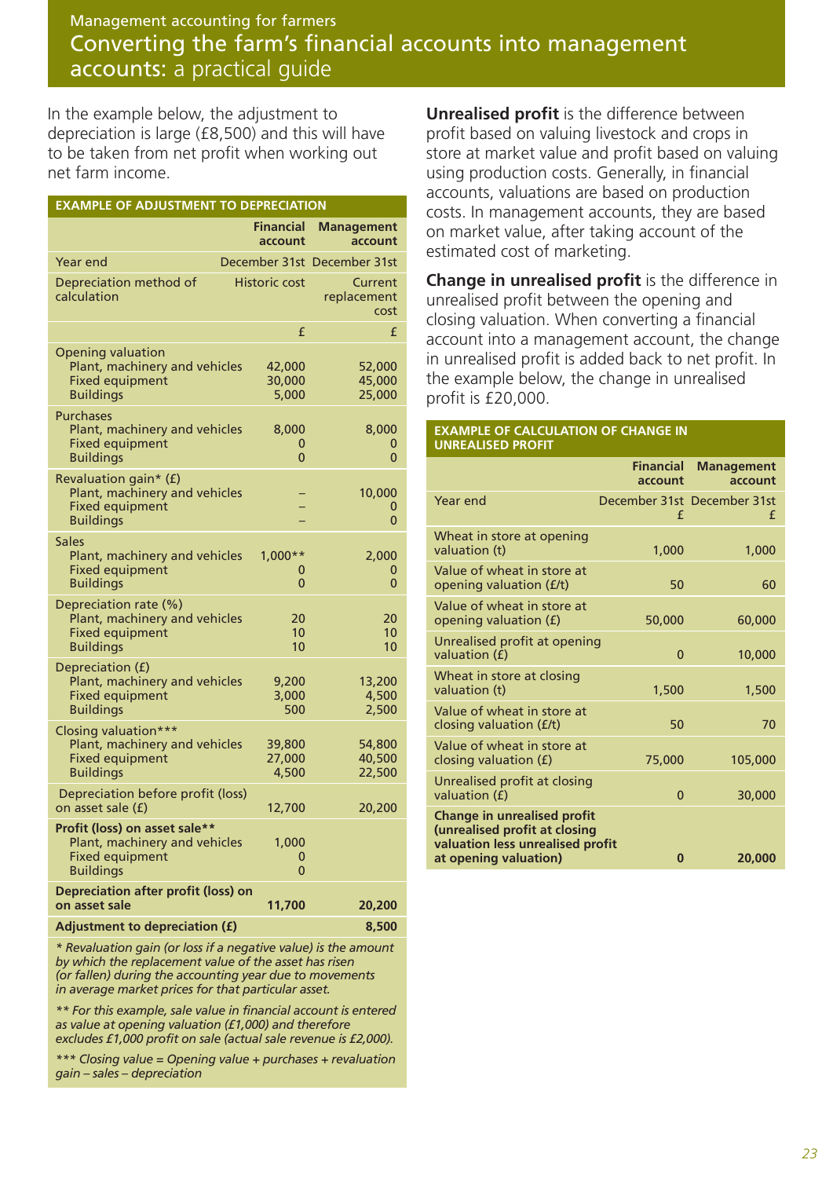Management accounting for farmers

# Converting the farm's financial accounts into management accounts: a practical guide

In the example below, the adjustment to depreciation is large (£8,500) and this will have to be taken from net profit when working out net farm income.

**EXAMPLE OF ADJUSTMENT TO DEPRECIATION**

| | Financial account | Management account |
|---|---|---|
| Year end | December 31st | December 31st |
| Depreciation method of calculation | Historic cost | Current replacement cost |
| | £ | £ |
| **Opening valuation** | | |
| Plant, machinery and vehicles | 42,000 | 52,000 |
| Fixed equipment | 30,000 | 45,000 |
| Buildings | 5,000 | 25,000 |
| **Purchases** | | |
| Plant, machinery and vehicles | 8,000 | 8,000 |
| Fixed equipment | 0 | 0 |
| Buildings | 0 | 0 |
| **Revaluation gain* (£)** | | |
| Plant, machinery and vehicles | – | 10,000 |
| Fixed equipment | – | 0 |
| Buildings | – | 0 |
| **Sales** | | |
| Plant, machinery and vehicles | 1,000** | 2,000 |
| Fixed equipment | 0 | 0 |
| Buildings | 0 | 0 |
| **Depreciation rate (%)** | | |
| Plant, machinery and vehicles | 20 | 20 |
| Fixed equipment | 10 | 10 |
| Buildings | 10 | 10 |
| **Depreciation (£)** | | |
| Plant, machinery and vehicles | 9,200 | 13,200 |
| Fixed equipment | 3,000 | 4,500 |
| Buildings | 500 | 2,500 |
| **Closing valuation*** ** | | |
| Plant, machinery and vehicles | 39,800 | 54,800 |
| Fixed equipment | 27,000 | 40,500 |
| Buildings | 4,500 | 22,500 |
| Depreciation before profit (loss) on asset sale (£) | 12,700 | 20,200 |
| **Profit (loss) on asset sale**** | | |
| Plant, machinery and vehicles | 1,000 | |
| Fixed equipment | 0 | |
| Buildings | 0 | |
| **Depreciation after profit (loss) on on asset sale** | **11,700** | **20,200** |
| **Adjustment to depreciation (£)** | | **8,500** |

*\* Revaluation gain (or loss if a negative value) is the amount by which the replacement value of the asset has risen (or fallen) during the accounting year due to movements in average market prices for that particular asset.*

*\*\* For this example, sale value in financial account is entered as value at opening valuation (£1,000) and therefore excludes £1,000 profit on sale (actual sale revenue is £2,000).*

*\*\*\* Closing value = Opening value + purchases + revaluation gain – sales – depreciation*

**Unrealised profit** is the difference between profit based on valuing livestock and crops in store at market value and profit based on valuing using production costs. Generally, in financial accounts, valuations are based on production costs. In management accounts, they are based on market value, after taking account of the estimated cost of marketing.

**Change in unrealised profit** is the difference in unrealised profit between the opening and closing valuation. When converting a financial account into a management account, the change in unrealised profit is added back to net profit. In the example below, the change in unrealised profit is £20,000.

**EXAMPLE OF CALCULATION OF CHANGE IN UNREALISED PROFIT**

| | Financial account | Management account |
|---|---|---|
| Year end | December 31st £ | December 31st £ |
| Wheat in store at opening valuation (t) | 1,000 | 1,000 |
| Value of wheat in store at opening valuation (£/t) | 50 | 60 |
| Value of wheat in store at opening valuation (£) | 50,000 | 60,000 |
| Unrealised profit at opening valuation (£) | 0 | 10,000 |
| Wheat in store at closing valuation (t) | 1,500 | 1,500 |
| Value of wheat in store at closing valuation (£/t) | 50 | 70 |
| Value of wheat in store at closing valuation (£) | 75,000 | 105,000 |
| Unrealised profit at closing valuation (£) | 0 | 30,000 |
| **Change in unrealised profit (unrealised profit at closing valuation less unrealised profit at opening valuation)** | **0** | **20,000** |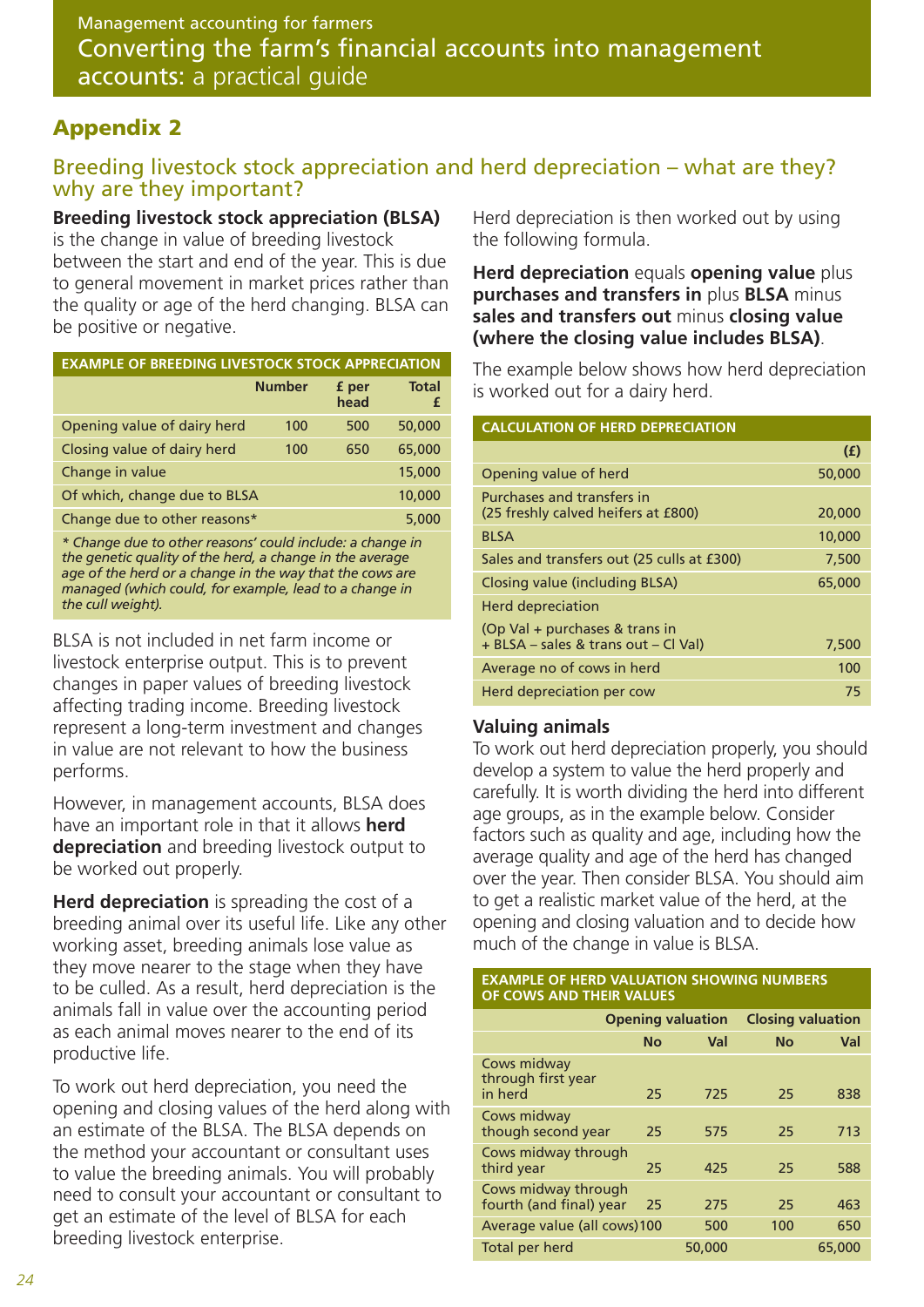## Appendix 2

### Breeding livestock stock appreciation and herd depreciation – what are they? why are they important?

**Breeding livestock stock appreciation (BLSA)** is the change in value of breeding livestock between the start and end of the year. This is due to general movement in market prices rather than the quality or age of the herd changing. BLSA can be positive or negative.

**EXAMPLE OF BREEDING LIVESTOCK STOCK APPRECIATION**

| | Number | £ per head | Total £ |
|---|---|---|---|
| Opening value of dairy herd | 100 | 500 | 50,000 |
| Closing value of dairy herd | 100 | 650 | 65,000 |
| Change in value | | | 15,000 |
| Of which, change due to BLSA | | | 10,000 |
| Change due to other reasons* | | | 5,000 |

*\* Change due to other reasons' could include: a change in the genetic quality of the herd, a change in the average age of the herd or a change in the way that the cows are managed (which could, for example, lead to a change in the cull weight).*

BLSA is not included in net farm income or livestock enterprise output. This is to prevent changes in paper values of breeding livestock affecting trading income. Breeding livestock represent a long-term investment and changes in value are not relevant to how the business performs.

However, in management accounts, BLSA does have an important role in that it allows **herd depreciation** and breeding livestock output to be worked out properly.

**Herd depreciation** is spreading the cost of a breeding animal over its useful life. Like any other working asset, breeding animals lose value as they move nearer to the stage when they have to be culled. As a result, herd depreciation is the animals fall in value over the accounting period as each animal moves nearer to the end of its productive life.

To work out herd depreciation, you need the opening and closing values of the herd along with an estimate of the BLSA. The BLSA depends on the method your accountant or consultant uses to value the breeding animals. You will probably need to consult your accountant or consultant to get an estimate of the level of BLSA for each breeding livestock enterprise.

Herd depreciation is then worked out by using the following formula.

**Herd depreciation** equals **opening value** plus **purchases and transfers in** plus **BLSA** minus **sales and transfers out** minus **closing value (where the closing value includes BLSA)**.

The example below shows how herd depreciation is worked out for a dairy herd.

**CALCULATION OF HERD DEPRECIATION**

| | (£) |
|---|---|
| Opening value of herd | 50,000 |
| Purchases and transfers in (25 freshly calved heifers at £800) | 20,000 |
| BLSA | 10,000 |
| Sales and transfers out (25 culls at £300) | 7,500 |
| Closing value (including BLSA) | 65,000 |
| Herd depreciation (Op Val + purchases & trans in + BLSA – sales & trans out – Cl Val) | 7,500 |
| Average no of cows in herd | 100 |
| Herd depreciation per cow | 75 |

### Valuing animals

To work out herd depreciation properly, you should develop a system to value the herd properly and carefully. It is worth dividing the herd into different age groups, as in the example below. Consider factors such as quality and age, including how the average quality and age of the herd has changed over the year. Then consider BLSA. You should aim to get a realistic market value of the herd, at the opening and closing valuation and to decide how much of the change in value is BLSA.

**EXAMPLE OF HERD VALUATION SHOWING NUMBERS OF COWS AND THEIR VALUES**

| | Opening valuation | | Closing valuation | |
|---|---|---|---|---|
| | No | Val | No | Val |
| Cows midway through first year in herd | 25 | 725 | 25 | 838 |
| Cows midway though second year | 25 | 575 | 25 | 713 |
| Cows midway through third year | 25 | 425 | 25 | 588 |
| Cows midway through fourth (and final) year | 25 | 275 | 25 | 463 |
| Average value (all cows) | 100 | 500 | 100 | 650 |
| Total per herd | | 50,000 | | 65,000 |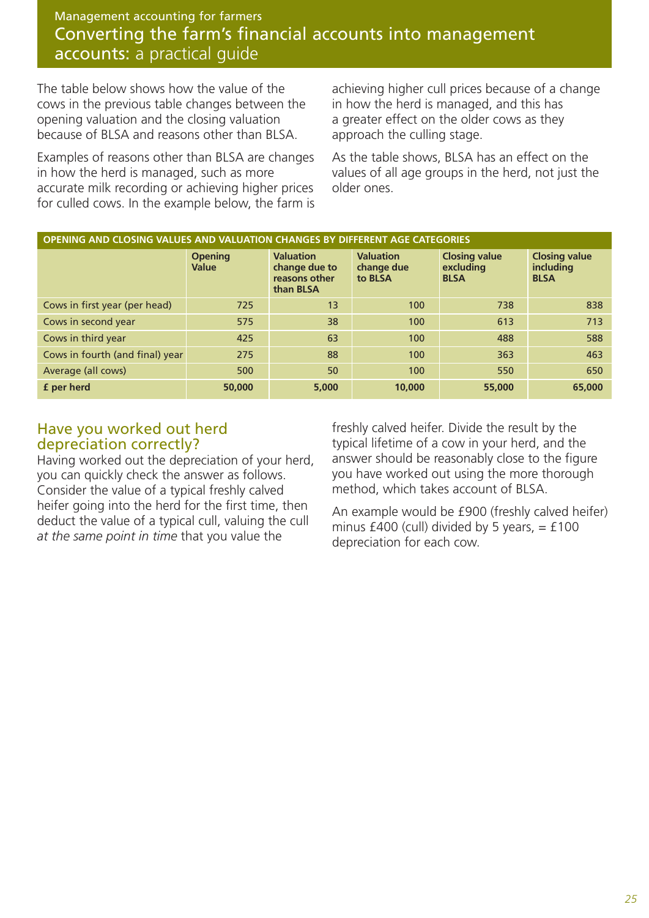## Converting the farm's financial accounts into management accounts: a practical guide

The table below shows how the value of the cows in the previous table changes between the opening valuation and the closing valuation because of BLSA and reasons other than BLSA.

Examples of reasons other than BLSA are changes in how the herd is managed, such as more accurate milk recording or achieving higher prices for culled cows. In the example below, the farm is achieving higher cull prices because of a change in how the herd is managed, and this has a greater effect on the older cows as they approach the culling stage.

As the table shows, BLSA has an effect on the values of all age groups in the herd, not just the older ones.

| OPENING AND CLOSING VALUES AND VALUATION CHANGES BY DIFFERENT AGE CATEGORIES | | | | | |
|---|---|---|---|---|---|
| | **Opening Value** | **Valuation change due to reasons other than BLSA** | **Valuation change due to BLSA** | **Closing value excluding BLSA** | **Closing value including BLSA** |
| Cows in first year (per head) | 725 | 13 | 100 | 738 | 838 |
| Cows in second year | 575 | 38 | 100 | 613 | 713 |
| Cows in third year | 425 | 63 | 100 | 488 | 588 |
| Cows in fourth (and final) year | 275 | 88 | 100 | 363 | 463 |
| Average (all cows) | 500 | 50 | 100 | 550 | 650 |
| **£ per herd** | **50,000** | **5,000** | **10,000** | **55,000** | **65,000** |

### Have you worked out herd depreciation correctly?

Having worked out the depreciation of your herd, you can quickly check the answer as follows. Consider the value of a typical freshly calved heifer going into the herd for the first time, then deduct the value of a typical cull, valuing the cull *at the same point in time* that you value the freshly calved heifer. Divide the result by the typical lifetime of a cow in your herd, and the answer should be reasonably close to the figure you have worked out using the more thorough method, which takes account of BLSA.

An example would be £900 (freshly calved heifer) minus £400 (cull) divided by 5 years, = £100 depreciation for each cow.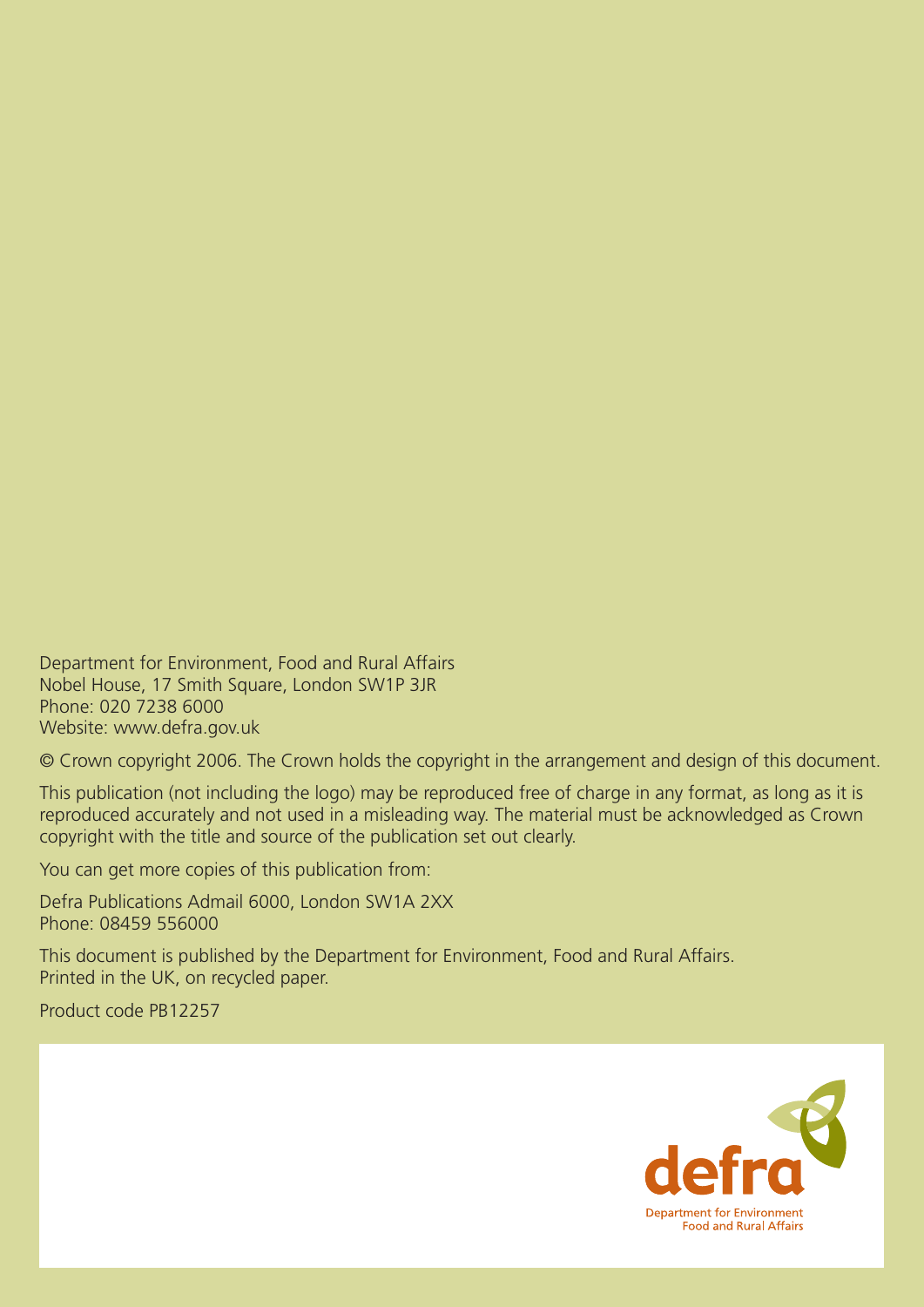Department for Environment, Food and Rural Affairs
Nobel House, 17 Smith Square, London SW1P 3JR
Phone: 020 7238 6000
Website: www.defra.gov.uk

© Crown copyright 2006. The Crown holds the copyright in the arrangement and design of this document.

This publication (not including the logo) may be reproduced free of charge in any format, as long as it is reproduced accurately and not used in a misleading way. The material must be acknowledged as Crown copyright with the title and source of the publication set out clearly.

You can get more copies of this publication from:

Defra Publications Admail 6000, London SW1A 2XX
Phone: 08459 556000

This document is published by the Department for Environment, Food and Rural Affairs.
Printed in the UK, on recycled paper.

Product code PB12257

defra
Department for Environment
Food and Rural Affairs